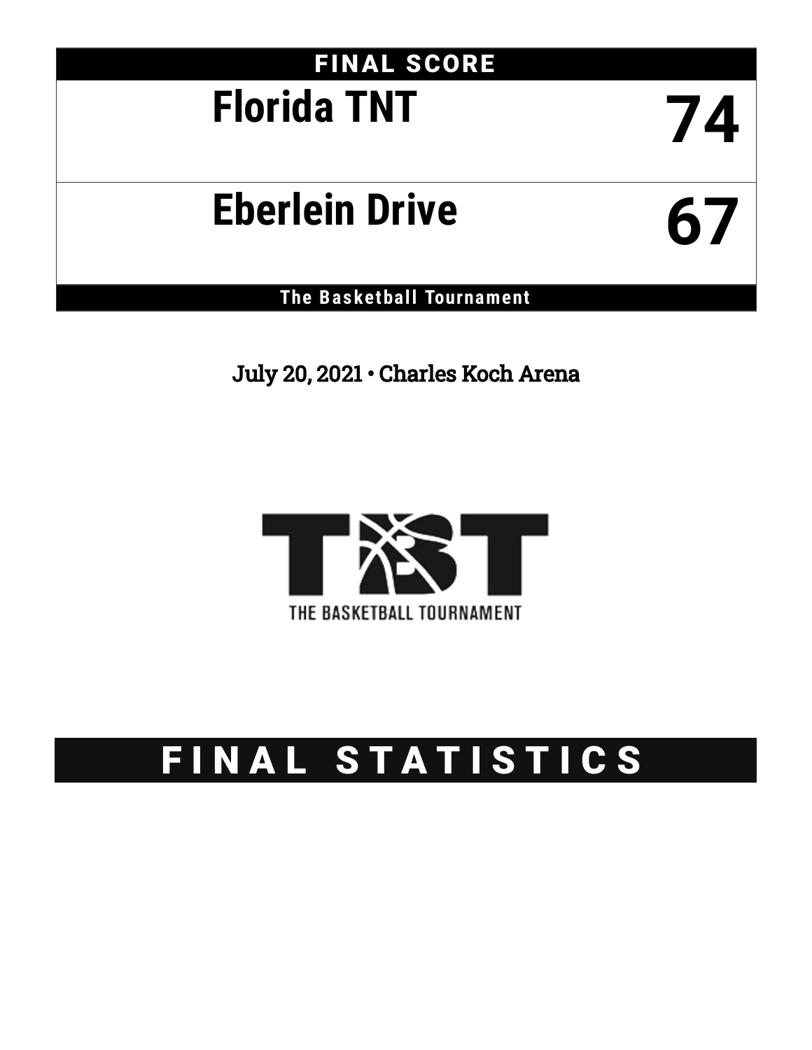## FINAL SCORE

| Team | Score |
| --- | --- |
| **Florida TNT** | **74** |
| **Eberlein Drive** | **67** |

**The Basketball Tournament**

July 20, 2021 • Charles Koch Arena

THE BASKETBALL TOURNAMENT

# FINAL STATISTICS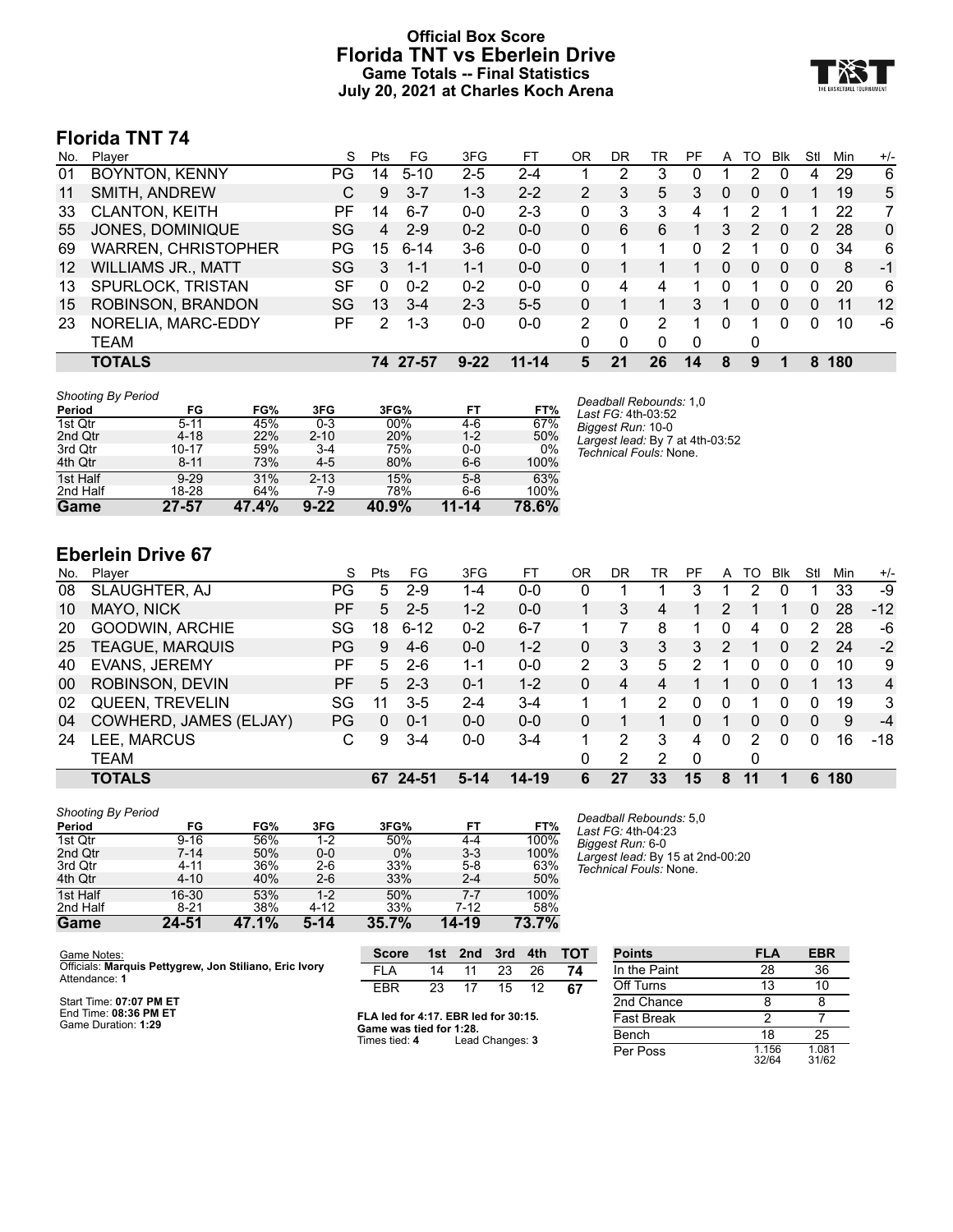# Official Box Score
# Florida TNT vs Eberlein Drive
## Game Totals -- Final Statistics
## July 20, 2021 at Charles Koch Arena

## Florida TNT 74

| No. | Player | S | Pts | FG | 3FG | FT | OR | DR | TR | PF | A | TO | Blk | Stl | Min | +/- |
|---|---|---|---|---|---|---|---|---|---|---|---|---|---|---|---|---|
| 01 | BOYNTON, KENNY | PG | 14 | 5-10 | 2-5 | 2-4 | 1 | 2 | 3 | 0 | 1 | 2 | 0 | 4 | 29 | 6 |
| 11 | SMITH, ANDREW | C | 9 | 3-7 | 1-3 | 2-2 | 2 | 3 | 5 | 3 | 0 | 0 | 0 | 1 | 19 | 5 |
| 33 | CLANTON, KEITH | PF | 14 | 6-7 | 0-0 | 2-3 | 0 | 3 | 3 | 4 | 1 | 2 | 1 | 1 | 22 | 7 |
| 55 | JONES, DOMINIQUE | SG | 4 | 2-9 | 0-2 | 0-0 | 0 | 6 | 6 | 1 | 3 | 2 | 0 | 2 | 28 | 0 |
| 69 | WARREN, CHRISTOPHER | PG | 15 | 6-14 | 3-6 | 0-0 | 0 | 1 | 1 | 0 | 2 | 1 | 0 | 0 | 34 | 6 |
| 12 | WILLIAMS JR., MATT | SG | 3 | 1-1 | 1-1 | 0-0 | 0 | 1 | 1 | 1 | 0 | 0 | 0 | 0 | 8 | -1 |
| 13 | SPURLOCK, TRISTAN | SF | 0 | 0-2 | 0-2 | 0-0 | 0 | 4 | 4 | 1 | 0 | 1 | 0 | 0 | 20 | 6 |
| 15 | ROBINSON, BRANDON | SG | 13 | 3-4 | 2-3 | 5-5 | 0 | 1 | 1 | 3 | 1 | 0 | 0 | 0 | 11 | 12 |
| 23 | NORELIA, MARC-EDDY | PF | 2 | 1-3 | 0-0 | 0-0 | 2 | 0 | 2 | 1 | 0 | 1 | 0 | 0 | 10 | -6 |
| | TEAM | | | | | | 0 | 0 | 0 | 0 | | 0 | | | | |
| | **TOTALS** | | **74** | **27-57** | **9-22** | **11-14** | **5** | **21** | **26** | **14** | **8** | **9** | **1** | **8** | **180** | |

*Shooting By Period*

| Period | FG | FG% | 3FG | 3FG% | FT | FT% |
|---|---|---|---|---|---|---|
| 1st Qtr | 5-11 | 45% | 0-3 | 00% | 4-6 | 67% |
| 2nd Qtr | 4-18 | 22% | 2-10 | 20% | 1-2 | 50% |
| 3rd Qtr | 10-17 | 59% | 3-4 | 75% | 0-0 | 0% |
| 4th Qtr | 8-11 | 73% | 4-5 | 80% | 6-6 | 100% |
| 1st Half | 9-29 | 31% | 2-13 | 15% | 5-8 | 63% |
| 2nd Half | 18-28 | 64% | 7-9 | 78% | 6-6 | 100% |
| **Game** | **27-57** | **47.4%** | **9-22** | **40.9%** | **11-14** | **78.6%** |

*Deadball Rebounds:* 1,0
*Last FG:* 4th-03:52
*Biggest Run:* 10-0
*Largest lead:* By 7 at 4th-03:52
*Technical Fouls:* None.

## Eberlein Drive 67

| No. | Player | S | Pts | FG | 3FG | FT | OR | DR | TR | PF | A | TO | Blk | Stl | Min | +/- |
|---|---|---|---|---|---|---|---|---|---|---|---|---|---|---|---|---|
| 08 | SLAUGHTER, AJ | PG | 5 | 2-9 | 1-4 | 0-0 | 0 | 1 | 1 | 3 | 1 | 2 | 0 | 1 | 33 | -9 |
| 10 | MAYO, NICK | PF | 5 | 2-5 | 1-2 | 0-0 | 1 | 3 | 4 | 1 | 2 | 1 | 1 | 0 | 28 | -12 |
| 20 | GOODWIN, ARCHIE | SG | 18 | 6-12 | 0-2 | 6-7 | 1 | 7 | 8 | 1 | 0 | 4 | 0 | 2 | 28 | -6 |
| 25 | TEAGUE, MARQUIS | PG | 9 | 4-6 | 0-0 | 1-2 | 0 | 3 | 3 | 3 | 2 | 1 | 0 | 2 | 24 | -2 |
| 40 | EVANS, JEREMY | PF | 5 | 2-6 | 1-1 | 0-0 | 2 | 3 | 5 | 2 | 1 | 0 | 0 | 0 | 10 | 9 |
| 00 | ROBINSON, DEVIN | PF | 5 | 2-3 | 0-1 | 1-2 | 0 | 4 | 4 | 1 | 1 | 0 | 0 | 1 | 13 | 4 |
| 02 | QUEEN, TREVELIN | SG | 11 | 3-5 | 2-4 | 3-4 | 1 | 1 | 2 | 0 | 0 | 1 | 0 | 0 | 19 | 3 |
| 04 | COWHERD, JAMES (ELJAY) | PG | 0 | 0-1 | 0-0 | 0-0 | 0 | 1 | 1 | 0 | 1 | 0 | 0 | 0 | 9 | -4 |
| 24 | LEE, MARCUS | C | 9 | 3-4 | 0-0 | 3-4 | 1 | 2 | 3 | 4 | 0 | 2 | 0 | 0 | 16 | -18 |
| | TEAM | | | | | | 0 | 2 | 2 | 0 | | 0 | | | | |
| | **TOTALS** | | **67** | **24-51** | **5-14** | **14-19** | **6** | **27** | **33** | **15** | **8** | **11** | **1** | **6** | **180** | |

*Shooting By Period*

| Period | FG | FG% | 3FG | 3FG% | FT | FT% |
|---|---|---|---|---|---|---|
| 1st Qtr | 9-16 | 56% | 1-2 | 50% | 4-4 | 100% |
| 2nd Qtr | 7-14 | 50% | 0-0 | 0% | 3-3 | 100% |
| 3rd Qtr | 4-11 | 36% | 2-6 | 33% | 5-8 | 63% |
| 4th Qtr | 4-10 | 40% | 2-6 | 33% | 2-4 | 50% |
| 1st Half | 16-30 | 53% | 1-2 | 50% | 7-7 | 100% |
| 2nd Half | 8-21 | 38% | 4-12 | 33% | 7-12 | 58% |
| **Game** | **24-51** | **47.1%** | **5-14** | **35.7%** | **14-19** | **73.7%** |

*Deadball Rebounds:* 5,0
*Last FG:* 4th-04:23
*Biggest Run:* 6-0
*Largest lead:* By 15 at 2nd-00:20
*Technical Fouls:* None.

Game Notes:
Officials: **Marquis Pettygrew, Jon Stiliano, Eric Ivory**
Attendance: **1**

Start Time: **07:07 PM ET**
End Time: **08:36 PM ET**
Game Duration: **1:29**

| Score | 1st | 2nd | 3rd | 4th | TOT |
|---|---|---|---|---|---|
| FLA | 14 | 11 | 23 | 26 | **74** |
| EBR | 23 | 17 | 15 | 12 | **67** |

**FLA led for 4:17. EBR led for 30:15.**
**Game was tied for 1:28.**
Times tied: **4** Lead Changes: **3**

| Points | FLA | EBR |
|---|---|---|
| In the Paint | 28 | 36 |
| Off Turns | 13 | 10 |
| 2nd Chance | 8 | 8 |
| Fast Break | 2 | 7 |
| Bench | 18 | 25 |
| Per Poss | 1.156 32/64 | 1.081 31/62 |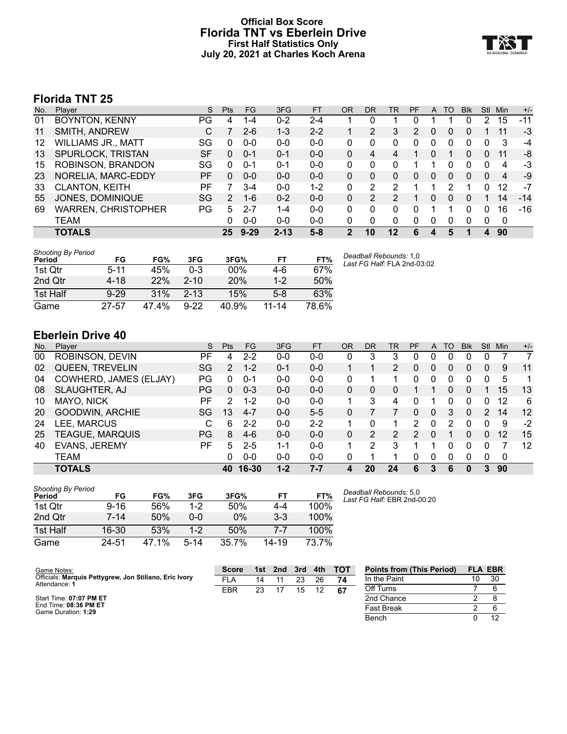# Official Box Score
# Florida TNT vs Eberlein Drive
## First Half Statistics Only
## July 20, 2021 at Charles Koch Arena

## Florida TNT 25

| No. | Player | S | Pts | FG | 3FG | FT | OR | DR | TR | PF | A | TO | Blk | Stl | Min | +/- |
|---|---|---|---|---|---|---|---|---|---|---|---|---|---|---|---|---|
| 01 | BOYNTON, KENNY | PG | 4 | 1-4 | 0-2 | 2-4 | 1 | 0 | 1 | 0 | 1 | 1 | 0 | 2 | 15 | -11 |
| 11 | SMITH, ANDREW | C | 7 | 2-6 | 1-3 | 2-2 | 1 | 2 | 3 | 2 | 0 | 0 | 0 | 1 | 11 | -3 |
| 12 | WILLIAMS JR., MATT | SG | 0 | 0-0 | 0-0 | 0-0 | 0 | 0 | 0 | 0 | 0 | 0 | 0 | 0 | 3 | -4 |
| 13 | SPURLOCK, TRISTAN | SF | 0 | 0-1 | 0-1 | 0-0 | 0 | 4 | 4 | 1 | 0 | 1 | 0 | 0 | 11 | -8 |
| 15 | ROBINSON, BRANDON | SG | 0 | 0-1 | 0-1 | 0-0 | 0 | 0 | 0 | 1 | 1 | 0 | 0 | 0 | 4 | -3 |
| 23 | NORELIA, MARC-EDDY | PF | 0 | 0-0 | 0-0 | 0-0 | 0 | 0 | 0 | 0 | 0 | 0 | 0 | 0 | 4 | -9 |
| 33 | CLANTON, KEITH | PF | 7 | 3-4 | 0-0 | 1-2 | 0 | 2 | 2 | 1 | 1 | 2 | 1 | 0 | 12 | -7 |
| 55 | JONES, DOMINIQUE | SG | 2 | 1-6 | 0-2 | 0-0 | 0 | 2 | 2 | 1 | 0 | 0 | 0 | 1 | 14 | -14 |
| 69 | WARREN, CHRISTOPHER | PG | 5 | 2-7 | 1-4 | 0-0 | 0 | 0 | 0 | 0 | 1 | 1 | 0 | 0 | 16 | -16 |
| | TEAM | | 0 | 0-0 | 0-0 | 0-0 | 0 | 0 | 0 | 0 | 0 | 0 | 0 | 0 | 0 | |
| | **TOTALS** | | **25** | **9-29** | **2-13** | **5-8** | **2** | **10** | **12** | **6** | **4** | **5** | **1** | **4** | **90** | |

*Shooting By Period*

| Period | FG | FG% | 3FG | 3FG% | FT | FT% |
|---|---|---|---|---|---|---|
| 1st Qtr | 5-11 | 45% | 0-3 | 00% | 4-6 | 67% |
| 2nd Qtr | 4-18 | 22% | 2-10 | 20% | 1-2 | 50% |
| 1st Half | 9-29 | 31% | 2-13 | 15% | 5-8 | 63% |
| Game | 27-57 | 47.4% | 9-22 | 40.9% | 11-14 | 78.6% |

*Deadball Rebounds:* 1,0
*Last FG Half:* FLA 2nd-03:02

## Eberlein Drive 40

| No. | Player | S | Pts | FG | 3FG | FT | OR | DR | TR | PF | A | TO | Blk | Stl | Min | +/- |
|---|---|---|---|---|---|---|---|---|---|---|---|---|---|---|---|---|
| 00 | ROBINSON, DEVIN | PF | 4 | 2-2 | 0-0 | 0-0 | 0 | 3 | 3 | 0 | 0 | 0 | 0 | 0 | 7 | 7 |
| 02 | QUEEN, TREVELIN | SG | 2 | 1-2 | 0-1 | 0-0 | 1 | 1 | 2 | 0 | 0 | 0 | 0 | 0 | 9 | 11 |
| 04 | COWHERD, JAMES (ELJAY) | PG | 0 | 0-1 | 0-0 | 0-0 | 0 | 1 | 1 | 0 | 0 | 0 | 0 | 0 | 5 | 1 |
| 08 | SLAUGHTER, AJ | PG | 0 | 0-3 | 0-0 | 0-0 | 0 | 0 | 0 | 1 | 1 | 0 | 0 | 1 | 15 | 13 |
| 10 | MAYO, NICK | PF | 2 | 1-2 | 0-0 | 0-0 | 1 | 3 | 4 | 0 | 1 | 0 | 0 | 0 | 12 | 6 |
| 20 | GOODWIN, ARCHIE | SG | 13 | 4-7 | 0-0 | 5-5 | 0 | 7 | 7 | 0 | 0 | 3 | 0 | 2 | 14 | 12 |
| 24 | LEE, MARCUS | C | 6 | 2-2 | 0-0 | 2-2 | 1 | 0 | 1 | 2 | 0 | 2 | 0 | 0 | 9 | -2 |
| 25 | TEAGUE, MARQUIS | PG | 8 | 4-6 | 0-0 | 0-0 | 0 | 2 | 2 | 2 | 0 | 1 | 0 | 0 | 12 | 15 |
| 40 | EVANS, JEREMY | PF | 5 | 2-5 | 1-1 | 0-0 | 1 | 2 | 3 | 1 | 1 | 0 | 0 | 0 | 7 | 12 |
| | TEAM | | 0 | 0-0 | 0-0 | 0-0 | 0 | 1 | 1 | 0 | 0 | 0 | 0 | 0 | 0 | |
| | **TOTALS** | | **40** | **16-30** | **1-2** | **7-7** | **4** | **20** | **24** | **6** | **3** | **6** | **0** | **3** | **90** | |

*Shooting By Period*

| Period | FG | FG% | 3FG | 3FG% | FT | FT% |
|---|---|---|---|---|---|---|
| 1st Qtr | 9-16 | 56% | 1-2 | 50% | 4-4 | 100% |
| 2nd Qtr | 7-14 | 50% | 0-0 | 0% | 3-3 | 100% |
| 1st Half | 16-30 | 53% | 1-2 | 50% | 7-7 | 100% |
| Game | 24-51 | 47.1% | 5-14 | 35.7% | 14-19 | 73.7% |

*Deadball Rebounds:* 5,0
*Last FG Half:* EBR 2nd-00:20

Game Notes:
Officials: **Marquis Pettygrew, Jon Stiliano, Eric Ivory**
Attendance: **1**

Start Time: **07:07 PM ET**
End Time: **08:36 PM ET**
Game Duration: **1:29**

| Score | 1st | 2nd | 3rd | 4th | TOT |
|---|---|---|---|---|---|
| FLA | 14 | 11 | 23 | 26 | **74** |
| EBR | 23 | 17 | 15 | 12 | **67** |

| Points from (This Period) | FLA | EBR |
|---|---|---|
| In the Paint | 10 | 30 |
| Off Turns | 7 | 6 |
| 2nd Chance | 2 | 8 |
| Fast Break | 2 | 6 |
| Bench | 0 | 12 |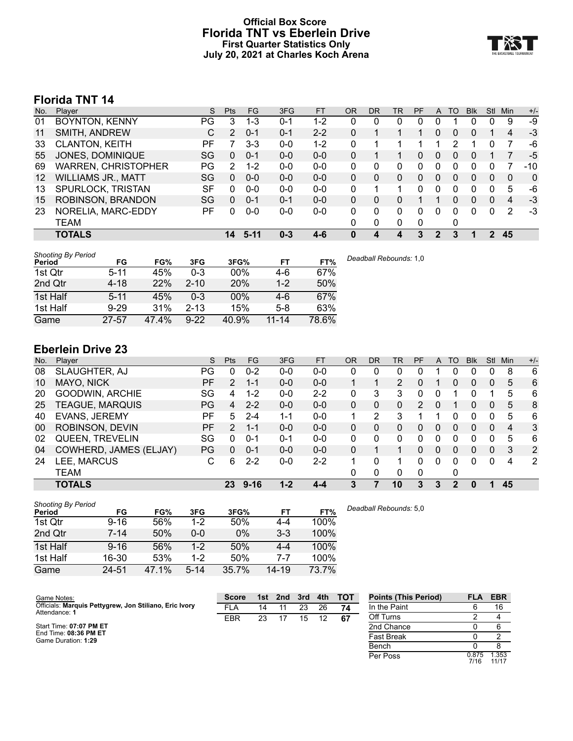# Official Box Score
## Florida TNT vs Eberlein Drive
### First Quarter Statistics Only
### July 20, 2021 at Charles Koch Arena

## Florida TNT 14

| No. | Player | S | Pts | FG | 3FG | FT | OR | DR | TR | PF | A | TO | Blk | Stl | Min | +/- |
|---|---|---|---|---|---|---|---|---|---|---|---|---|---|---|---|---|
| 01 | BOYNTON, KENNY | PG | 3 | 1-3 | 0-1 | 1-2 | 0 | 0 | 0 | 0 | 0 | 1 | 0 | 0 | 9 | -9 |
| 11 | SMITH, ANDREW | C | 2 | 0-1 | 0-1 | 2-2 | 0 | 1 | 1 | 1 | 0 | 0 | 0 | 1 | 4 | -3 |
| 33 | CLANTON, KEITH | PF | 7 | 3-3 | 0-0 | 1-2 | 0 | 1 | 1 | 1 | 1 | 2 | 1 | 0 | 7 | -6 |
| 55 | JONES, DOMINIQUE | SG | 0 | 0-1 | 0-0 | 0-0 | 0 | 1 | 1 | 0 | 0 | 0 | 0 | 1 | 7 | -5 |
| 69 | WARREN, CHRISTOPHER | PG | 2 | 1-2 | 0-0 | 0-0 | 0 | 0 | 0 | 0 | 0 | 0 | 0 | 0 | 7 | -10 |
| 12 | WILLIAMS JR., MATT | SG | 0 | 0-0 | 0-0 | 0-0 | 0 | 0 | 0 | 0 | 0 | 0 | 0 | 0 | 0 | 0 |
| 13 | SPURLOCK, TRISTAN | SF | 0 | 0-0 | 0-0 | 0-0 | 0 | 1 | 1 | 0 | 0 | 0 | 0 | 0 | 5 | -6 |
| 15 | ROBINSON, BRANDON | SG | 0 | 0-1 | 0-1 | 0-0 | 0 | 0 | 0 | 1 | 1 | 0 | 0 | 0 | 4 | -3 |
| 23 | NORELIA, MARC-EDDY | PF | 0 | 0-0 | 0-0 | 0-0 | 0 | 0 | 0 | 0 | 0 | 0 | 0 | 0 | 2 | -3 |
| | TEAM | | | | | | 0 | 0 | 0 | 0 | | 0 | | | | |
| | **TOTALS** | | **14** | **5-11** | **0-3** | **4-6** | **0** | **4** | **4** | **3** | **2** | **3** | **1** | **2** | **45** | |

*Shooting By Period*

| Period | FG | FG% | 3FG | 3FG% | FT | FT% |
|---|---|---|---|---|---|---|
| 1st Qtr | 5-11 | 45% | 0-3 | 00% | 4-6 | 67% |
| 2nd Qtr | 4-18 | 22% | 2-10 | 20% | 1-2 | 50% |
| 1st Half | 5-11 | 45% | 0-3 | 00% | 4-6 | 67% |
| 1st Half | 9-29 | 31% | 2-13 | 15% | 5-8 | 63% |
| Game | 27-57 | 47.4% | 9-22 | 40.9% | 11-14 | 78.6% |

*Deadball Rebounds:* 1,0

## Eberlein Drive 23

| No. | Player | S | Pts | FG | 3FG | FT | OR | DR | TR | PF | A | TO | Blk | Stl | Min | +/- |
|---|---|---|---|---|---|---|---|---|---|---|---|---|---|---|---|---|
| 08 | SLAUGHTER, AJ | PG | 0 | 0-2 | 0-0 | 0-0 | 0 | 0 | 0 | 0 | 1 | 0 | 0 | 0 | 8 | 6 |
| 10 | MAYO, NICK | PF | 2 | 1-1 | 0-0 | 0-0 | 1 | 1 | 2 | 0 | 1 | 0 | 0 | 0 | 5 | 6 |
| 20 | GOODWIN, ARCHIE | SG | 4 | 1-2 | 0-0 | 2-2 | 0 | 3 | 3 | 0 | 0 | 1 | 0 | 1 | 5 | 6 |
| 25 | TEAGUE, MARQUIS | PG | 4 | 2-2 | 0-0 | 0-0 | 0 | 0 | 0 | 2 | 0 | 1 | 0 | 0 | 5 | 8 |
| 40 | EVANS, JEREMY | PF | 5 | 2-4 | 1-1 | 0-0 | 1 | 2 | 3 | 1 | 1 | 0 | 0 | 0 | 5 | 6 |
| 00 | ROBINSON, DEVIN | PF | 2 | 1-1 | 0-0 | 0-0 | 0 | 0 | 0 | 0 | 0 | 0 | 0 | 0 | 4 | 3 |
| 02 | QUEEN, TREVELIN | SG | 0 | 0-1 | 0-1 | 0-0 | 0 | 0 | 0 | 0 | 0 | 0 | 0 | 0 | 5 | 6 |
| 04 | COWHERD, JAMES (ELJAY) | PG | 0 | 0-1 | 0-0 | 0-0 | 0 | 1 | 1 | 0 | 0 | 0 | 0 | 0 | 3 | 2 |
| 24 | LEE, MARCUS | C | 6 | 2-2 | 0-0 | 2-2 | 1 | 0 | 1 | 0 | 0 | 0 | 0 | 0 | 4 | 2 |
| | TEAM | | | | | | 0 | 0 | 0 | 0 | | 0 | | | | |
| | **TOTALS** | | **23** | **9-16** | **1-2** | **4-4** | **3** | **7** | **10** | **3** | **3** | **2** | **0** | **1** | **45** | |

*Shooting By Period*

| Period | FG | FG% | 3FG | 3FG% | FT | FT% |
|---|---|---|---|---|---|---|
| 1st Qtr | 9-16 | 56% | 1-2 | 50% | 4-4 | 100% |
| 2nd Qtr | 7-14 | 50% | 0-0 | 0% | 3-3 | 100% |
| 1st Half | 9-16 | 56% | 1-2 | 50% | 4-4 | 100% |
| 1st Half | 16-30 | 53% | 1-2 | 50% | 7-7 | 100% |
| Game | 24-51 | 47.1% | 5-14 | 35.7% | 14-19 | 73.7% |

*Deadball Rebounds:* 5,0

Game Notes:
Officials: **Marquis Pettygrew, Jon Stiliano, Eric Ivory**
Attendance: **1**

Start Time: **07:07 PM ET**
End Time: **08:36 PM ET**
Game Duration: **1:29**

| Score | 1st | 2nd | 3rd | 4th | TOT |
|---|---|---|---|---|---|
| FLA | 14 | 11 | 23 | 26 | **74** |
| EBR | 23 | 17 | 15 | 12 | **67** |

| Points (This Period) | FLA | EBR |
|---|---|---|
| In the Paint | 6 | 16 |
| Off Turns | 2 | 4 |
| 2nd Chance | 0 | 6 |
| Fast Break | 0 | 2 |
| Bench | 0 | 8 |
| Per Poss | 0.875 7/16 | 1.353 11/17 |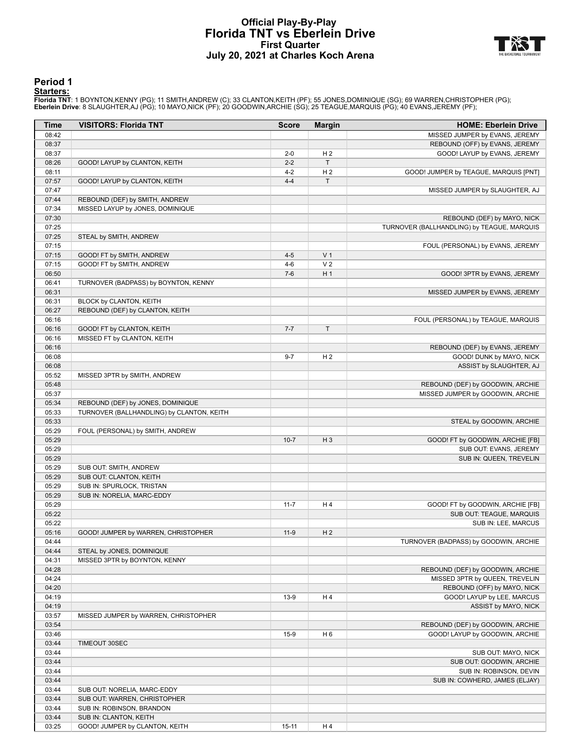# Official Play-By-Play
# Florida TNT vs Eberlein Drive
## First Quarter
### July 20, 2021 at Charles Koch Arena

## Period 1

**Starters:**

**Florida TNT**: 1 BOYNTON,KENNY (PG); 11 SMITH,ANDREW (C); 33 CLANTON,KEITH (PF); 55 JONES,DOMINIQUE (SG); 69 WARREN,CHRISTOPHER (PG);
**Eberlein Drive**: 8 SLAUGHTER,AJ (PG); 10 MAYO,NICK (PF); 20 GOODWIN,ARCHIE (SG); 25 TEAGUE,MARQUIS (PG); 40 EVANS,JEREMY (PF);

| Time | VISITORS: Florida TNT | Score | Margin | HOME: Eberlein Drive |
|---|---|---|---|---|
| 08:42 | | | | MISSED JUMPER by EVANS, JEREMY |
| 08:37 | | | | REBOUND (OFF) by EVANS, JEREMY |
| 08:37 | | 2-0 | H 2 | GOOD! LAYUP by EVANS, JEREMY |
| 08:26 | GOOD! LAYUP by CLANTON, KEITH | 2-2 | T | |
| 08:11 | | 4-2 | H 2 | GOOD! JUMPER by TEAGUE, MARQUIS [PNT] |
| 07:57 | GOOD! LAYUP by CLANTON, KEITH | 4-4 | T | |
| 07:47 | | | | MISSED JUMPER by SLAUGHTER, AJ |
| 07:44 | REBOUND (DEF) by SMITH, ANDREW | | | |
| 07:34 | MISSED LAYUP by JONES, DOMINIQUE | | | |
| 07:30 | | | | REBOUND (DEF) by MAYO, NICK |
| 07:25 | | | | TURNOVER (BALLHANDLING) by TEAGUE, MARQUIS |
| 07:25 | STEAL by SMITH, ANDREW | | | |
| 07:15 | | | | FOUL (PERSONAL) by EVANS, JEREMY |
| 07:15 | GOOD! FT by SMITH, ANDREW | 4-5 | V 1 | |
| 07:15 | GOOD! FT by SMITH, ANDREW | 4-6 | V 2 | |
| 06:50 | | 7-6 | H 1 | GOOD! 3PTR by EVANS, JEREMY |
| 06:41 | TURNOVER (BADPASS) by BOYNTON, KENNY | | | |
| 06:31 | | | | MISSED JUMPER by EVANS, JEREMY |
| 06:31 | BLOCK by CLANTON, KEITH | | | |
| 06:27 | REBOUND (DEF) by CLANTON, KEITH | | | |
| 06:16 | | | | FOUL (PERSONAL) by TEAGUE, MARQUIS |
| 06:16 | GOOD! FT by CLANTON, KEITH | 7-7 | T | |
| 06:16 | MISSED FT by CLANTON, KEITH | | | |
| 06:16 | | | | REBOUND (DEF) by EVANS, JEREMY |
| 06:08 | | 9-7 | H 2 | GOOD! DUNK by MAYO, NICK |
| 06:08 | | | | ASSIST by SLAUGHTER, AJ |
| 05:52 | MISSED 3PTR by SMITH, ANDREW | | | |
| 05:48 | | | | REBOUND (DEF) by GOODWIN, ARCHIE |
| 05:37 | | | | MISSED JUMPER by GOODWIN, ARCHIE |
| 05:34 | REBOUND (DEF) by JONES, DOMINIQUE | | | |
| 05:33 | TURNOVER (BALLHANDLING) by CLANTON, KEITH | | | |
| 05:33 | | | | STEAL by GOODWIN, ARCHIE |
| 05:29 | FOUL (PERSONAL) by SMITH, ANDREW | | | |
| 05:29 | | 10-7 | H 3 | GOOD! FT by GOODWIN, ARCHIE [FB] |
| 05:29 | | | | SUB OUT: EVANS, JEREMY |
| 05:29 | | | | SUB IN: QUEEN, TREVELIN |
| 05:29 | SUB OUT: SMITH, ANDREW | | | |
| 05:29 | SUB OUT: CLANTON, KEITH | | | |
| 05:29 | SUB IN: SPURLOCK, TRISTAN | | | |
| 05:29 | SUB IN: NORELIA, MARC-EDDY | | | |
| 05:29 | | 11-7 | H 4 | GOOD! FT by GOODWIN, ARCHIE [FB] |
| 05:22 | | | | SUB OUT: TEAGUE, MARQUIS |
| 05:22 | | | | SUB IN: LEE, MARCUS |
| 05:16 | GOOD! JUMPER by WARREN, CHRISTOPHER | 11-9 | H 2 | |
| 04:44 | | | | TURNOVER (BADPASS) by GOODWIN, ARCHIE |
| 04:44 | STEAL by JONES, DOMINIQUE | | | |
| 04:31 | MISSED 3PTR by BOYNTON, KENNY | | | |
| 04:28 | | | | REBOUND (DEF) by GOODWIN, ARCHIE |
| 04:24 | | | | MISSED 3PTR by QUEEN, TREVELIN |
| 04:20 | | | | REBOUND (OFF) by MAYO, NICK |
| 04:19 | | 13-9 | H 4 | GOOD! LAYUP by LEE, MARCUS |
| 04:19 | | | | ASSIST by MAYO, NICK |
| 03:57 | MISSED JUMPER by WARREN, CHRISTOPHER | | | |
| 03:54 | | | | REBOUND (DEF) by GOODWIN, ARCHIE |
| 03:46 | | 15-9 | H 6 | GOOD! LAYUP by GOODWIN, ARCHIE |
| 03:44 | TIMEOUT 30SEC | | | |
| 03:44 | | | | SUB OUT: MAYO, NICK |
| 03:44 | | | | SUB OUT: GOODWIN, ARCHIE |
| 03:44 | | | | SUB IN: ROBINSON, DEVIN |
| 03:44 | | | | SUB IN: COWHERD, JAMES (ELJAY) |
| 03:44 | SUB OUT: NORELIA, MARC-EDDY | | | |
| 03:44 | SUB OUT: WARREN, CHRISTOPHER | | | |
| 03:44 | SUB IN: ROBINSON, BRANDON | | | |
| 03:44 | SUB IN: CLANTON, KEITH | | | |
| 03:25 | GOOD! JUMPER by CLANTON, KEITH | 15-11 | H 4 | |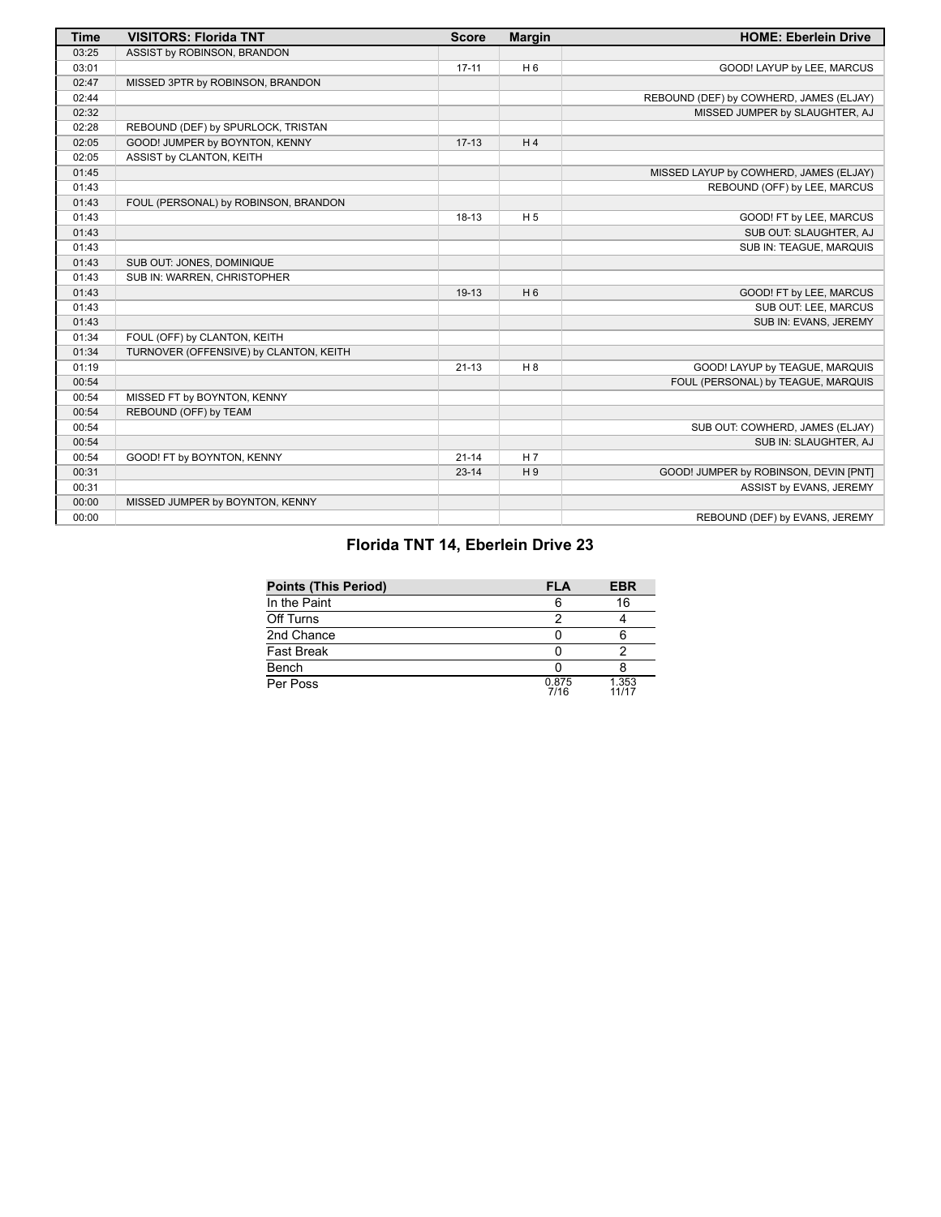| Time | VISITORS: Florida TNT | Score | Margin | HOME: Eberlein Drive |
|---|---|---|---|---|
| 03:25 | ASSIST by ROBINSON, BRANDON | | | |
| 03:01 | | 17-11 | H 6 | GOOD! LAYUP by LEE, MARCUS |
| 02:47 | MISSED 3PTR by ROBINSON, BRANDON | | | |
| 02:44 | | | | REBOUND (DEF) by COWHERD, JAMES (ELJAY) |
| 02:32 | | | | MISSED JUMPER by SLAUGHTER, AJ |
| 02:28 | REBOUND (DEF) by SPURLOCK, TRISTAN | | | |
| 02:05 | GOOD! JUMPER by BOYNTON, KENNY | 17-13 | H 4 | |
| 02:05 | ASSIST by CLANTON, KEITH | | | |
| 01:45 | | | | MISSED LAYUP by COWHERD, JAMES (ELJAY) |
| 01:43 | | | | REBOUND (OFF) by LEE, MARCUS |
| 01:43 | FOUL (PERSONAL) by ROBINSON, BRANDON | | | |
| 01:43 | | 18-13 | H 5 | GOOD! FT by LEE, MARCUS |
| 01:43 | | | | SUB OUT: SLAUGHTER, AJ |
| 01:43 | | | | SUB IN: TEAGUE, MARQUIS |
| 01:43 | SUB OUT: JONES, DOMINIQUE | | | |
| 01:43 | SUB IN: WARREN, CHRISTOPHER | | | |
| 01:43 | | 19-13 | H 6 | GOOD! FT by LEE, MARCUS |
| 01:43 | | | | SUB OUT: LEE, MARCUS |
| 01:43 | | | | SUB IN: EVANS, JEREMY |
| 01:34 | FOUL (OFF) by CLANTON, KEITH | | | |
| 01:34 | TURNOVER (OFFENSIVE) by CLANTON, KEITH | | | |
| 01:19 | | 21-13 | H 8 | GOOD! LAYUP by TEAGUE, MARQUIS |
| 00:54 | | | | FOUL (PERSONAL) by TEAGUE, MARQUIS |
| 00:54 | MISSED FT by BOYNTON, KENNY | | | |
| 00:54 | REBOUND (OFF) by TEAM | | | |
| 00:54 | | | | SUB OUT: COWHERD, JAMES (ELJAY) |
| 00:54 | | | | SUB IN: SLAUGHTER, AJ |
| 00:54 | GOOD! FT by BOYNTON, KENNY | 21-14 | H 7 | |
| 00:31 | | 23-14 | H 9 | GOOD! JUMPER by ROBINSON, DEVIN [PNT] |
| 00:31 | | | | ASSIST by EVANS, JEREMY |
| 00:00 | MISSED JUMPER by BOYNTON, KENNY | | | |
| 00:00 | | | | REBOUND (DEF) by EVANS, JEREMY |

## Florida TNT 14, Eberlein Drive 23

| Points (This Period) | FLA | EBR |
|---|---|---|
| In the Paint | 6 | 16 |
| Off Turns | 2 | 4 |
| 2nd Chance | 0 | 6 |
| Fast Break | 0 | 2 |
| Bench | 0 | 8 |
| Per Poss | 0.875 7/16 | 1.353 11/17 |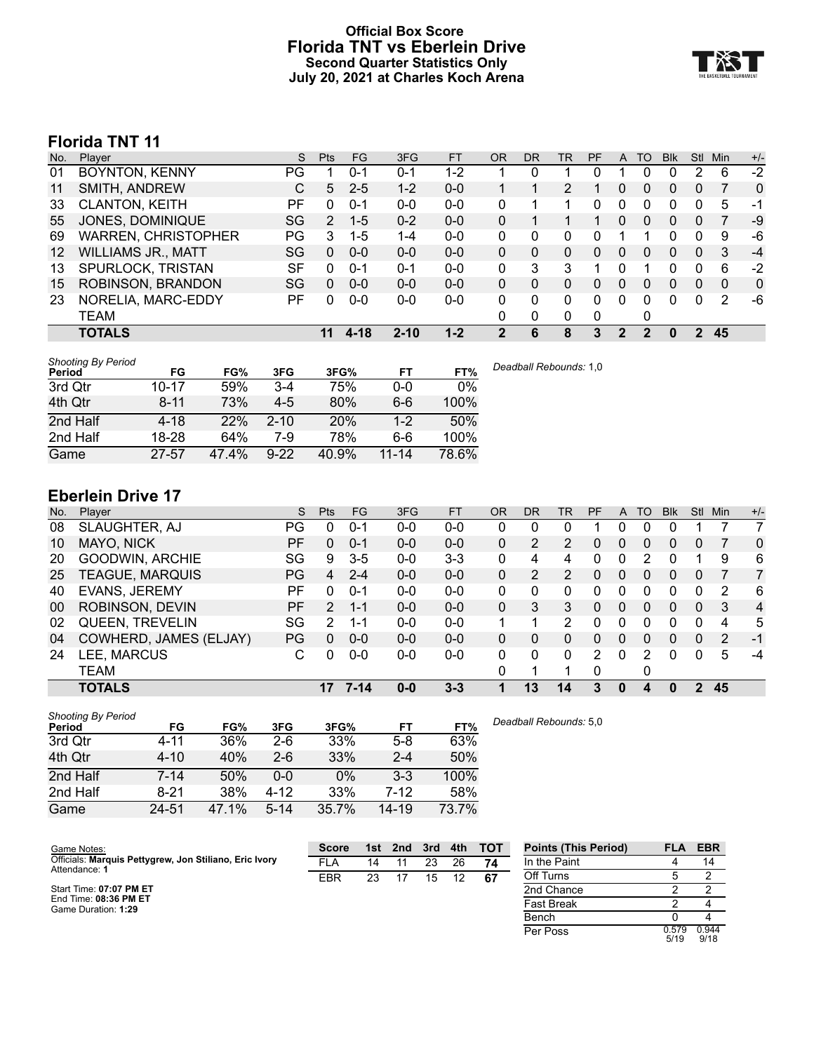# Official Box Score
## Florida TNT vs Eberlein Drive
### Second Quarter Statistics Only
### July 20, 2021 at Charles Koch Arena

## Florida TNT 11

| No. | Player | S | Pts | FG | 3FG | FT | OR | DR | TR | PF | A | TO | Blk | Stl | Min | +/- |
|---|---|---|---|---|---|---|---|---|---|---|---|---|---|---|---|---|
| 01 | BOYNTON, KENNY | PG | 1 | 0-1 | 0-1 | 1-2 | 1 | 0 | 1 | 0 | 1 | 0 | 0 | 2 | 6 | -2 |
| 11 | SMITH, ANDREW | C | 5 | 2-5 | 1-2 | 0-0 | 1 | 1 | 2 | 1 | 0 | 0 | 0 | 0 | 7 | 0 |
| 33 | CLANTON, KEITH | PF | 0 | 0-1 | 0-0 | 0-0 | 0 | 1 | 1 | 0 | 0 | 0 | 0 | 0 | 5 | -1 |
| 55 | JONES, DOMINIQUE | SG | 2 | 1-5 | 0-2 | 0-0 | 0 | 1 | 1 | 1 | 0 | 0 | 0 | 0 | 7 | -9 |
| 69 | WARREN, CHRISTOPHER | PG | 3 | 1-5 | 1-4 | 0-0 | 0 | 0 | 0 | 0 | 1 | 1 | 0 | 0 | 9 | -6 |
| 12 | WILLIAMS JR., MATT | SG | 0 | 0-0 | 0-0 | 0-0 | 0 | 0 | 0 | 0 | 0 | 0 | 0 | 0 | 3 | -4 |
| 13 | SPURLOCK, TRISTAN | SF | 0 | 0-1 | 0-1 | 0-0 | 0 | 3 | 3 | 1 | 0 | 1 | 0 | 0 | 6 | -2 |
| 15 | ROBINSON, BRANDON | SG | 0 | 0-0 | 0-0 | 0-0 | 0 | 0 | 0 | 0 | 0 | 0 | 0 | 0 | 0 | 0 |
| 23 | NORELIA, MARC-EDDY | PF | 0 | 0-0 | 0-0 | 0-0 | 0 | 0 | 0 | 0 | 0 | 0 | 0 | 0 | 2 | -6 |
| | TEAM | | | | | | 0 | 0 | 0 | 0 | | 0 | | | | |
| | **TOTALS** | | **11** | **4-18** | **2-10** | **1-2** | **2** | **6** | **8** | **3** | **2** | **2** | **0** | **2** | **45** | |

*Shooting By Period*

| Period | FG | FG% | 3FG | 3FG% | FT | FT% |
|---|---|---|---|---|---|---|
| 3rd Qtr | 10-17 | 59% | 3-4 | 75% | 0-0 | 0% |
| 4th Qtr | 8-11 | 73% | 4-5 | 80% | 6-6 | 100% |
| 2nd Half | 4-18 | 22% | 2-10 | 20% | 1-2 | 50% |
| 2nd Half | 18-28 | 64% | 7-9 | 78% | 6-6 | 100% |
| Game | 27-57 | 47.4% | 9-22 | 40.9% | 11-14 | 78.6% |

*Deadball Rebounds:* 1,0

## Eberlein Drive 17

| No. | Player | S | Pts | FG | 3FG | FT | OR | DR | TR | PF | A | TO | Blk | Stl | Min | +/- |
|---|---|---|---|---|---|---|---|---|---|---|---|---|---|---|---|---|
| 08 | SLAUGHTER, AJ | PG | 0 | 0-1 | 0-0 | 0-0 | 0 | 0 | 0 | 1 | 0 | 0 | 0 | 1 | 7 | 7 |
| 10 | MAYO, NICK | PF | 0 | 0-1 | 0-0 | 0-0 | 0 | 2 | 2 | 0 | 0 | 0 | 0 | 0 | 7 | 0 |
| 20 | GOODWIN, ARCHIE | SG | 9 | 3-5 | 0-0 | 3-3 | 0 | 4 | 4 | 0 | 0 | 2 | 0 | 1 | 9 | 6 |
| 25 | TEAGUE, MARQUIS | PG | 4 | 2-4 | 0-0 | 0-0 | 0 | 2 | 2 | 0 | 0 | 0 | 0 | 0 | 7 | 7 |
| 40 | EVANS, JEREMY | PF | 0 | 0-1 | 0-0 | 0-0 | 0 | 0 | 0 | 0 | 0 | 0 | 0 | 0 | 2 | 6 |
| 00 | ROBINSON, DEVIN | PF | 2 | 1-1 | 0-0 | 0-0 | 0 | 3 | 3 | 0 | 0 | 0 | 0 | 0 | 3 | 4 |
| 02 | QUEEN, TREVELIN | SG | 2 | 1-1 | 0-0 | 0-0 | 1 | 1 | 2 | 0 | 0 | 0 | 0 | 0 | 4 | 5 |
| 04 | COWHERD, JAMES (ELJAY) | PG | 0 | 0-0 | 0-0 | 0-0 | 0 | 0 | 0 | 0 | 0 | 0 | 0 | 0 | 2 | -1 |
| 24 | LEE, MARCUS | C | 0 | 0-0 | 0-0 | 0-0 | 0 | 0 | 0 | 2 | 0 | 2 | 0 | 0 | 5 | -4 |
| | TEAM | | | | | | 0 | 1 | 1 | 0 | | 0 | | | | |
| | **TOTALS** | | **17** | **7-14** | **0-0** | **3-3** | **1** | **13** | **14** | **3** | **0** | **4** | **0** | **2** | **45** | |

*Shooting By Period*

| Period | FG | FG% | 3FG | 3FG% | FT | FT% |
|---|---|---|---|---|---|---|
| 3rd Qtr | 4-11 | 36% | 2-6 | 33% | 5-8 | 63% |
| 4th Qtr | 4-10 | 40% | 2-6 | 33% | 2-4 | 50% |
| 2nd Half | 7-14 | 50% | 0-0 | 0% | 3-3 | 100% |
| 2nd Half | 8-21 | 38% | 4-12 | 33% | 7-12 | 58% |
| Game | 24-51 | 47.1% | 5-14 | 35.7% | 14-19 | 73.7% |

*Deadball Rebounds:* 5,0

Game Notes:
Officials: **Marquis Pettygrew, Jon Stiliano, Eric Ivory**
Attendance: **1**

Start Time: **07:07 PM ET**
End Time: **08:36 PM ET**
Game Duration: **1:29**

| Score | 1st | 2nd | 3rd | 4th | TOT |
|---|---|---|---|---|---|
| FLA | 14 | 11 | 23 | 26 | **74** |
| EBR | 23 | 17 | 15 | 12 | **67** |

| Points (This Period) | FLA | EBR |
|---|---|---|
| In the Paint | 4 | 14 |
| Off Turns | 5 | 2 |
| 2nd Chance | 2 | 2 |
| Fast Break | 2 | 4 |
| Bench | 0 | 4 |
| Per Poss | 0.579 5/19 | 0.944 9/18 |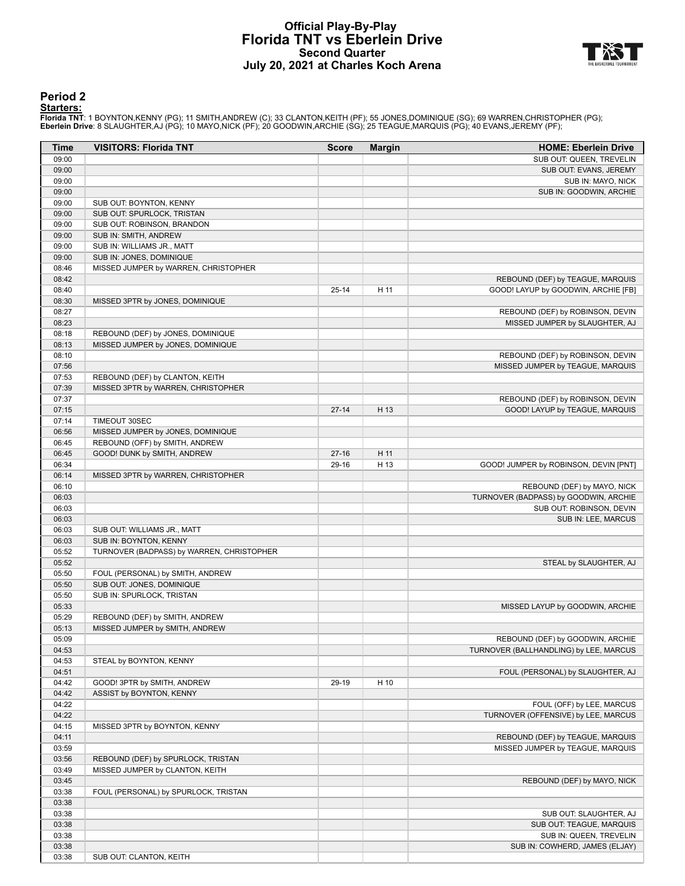# Official Play-By-Play
# Florida TNT vs Eberlein Drive
## Second Quarter
### July 20, 2021 at Charles Koch Arena

## Period 2

**Starters:**

**Florida TNT**: 1 BOYNTON,KENNY (PG); 11 SMITH,ANDREW (C); 33 CLANTON,KEITH (PF); 55 JONES,DOMINIQUE (SG); 69 WARREN,CHRISTOPHER (PG);
**Eberlein Drive**: 8 SLAUGHTER,AJ (PG); 10 MAYO,NICK (PF); 20 GOODWIN,ARCHIE (SG); 25 TEAGUE,MARQUIS (PG); 40 EVANS,JEREMY (PF);

| Time | VISITORS: Florida TNT | Score | Margin | HOME: Eberlein Drive |
|---|---|---|---|---|
| 09:00 | | | | SUB OUT: QUEEN, TREVELIN |
| 09:00 | | | | SUB OUT: EVANS, JEREMY |
| 09:00 | | | | SUB IN: MAYO, NICK |
| 09:00 | | | | SUB IN: GOODWIN, ARCHIE |
| 09:00 | SUB OUT: BOYNTON, KENNY | | | |
| 09:00 | SUB OUT: SPURLOCK, TRISTAN | | | |
| 09:00 | SUB OUT: ROBINSON, BRANDON | | | |
| 09:00 | SUB IN: SMITH, ANDREW | | | |
| 09:00 | SUB IN: WILLIAMS JR., MATT | | | |
| 09:00 | SUB IN: JONES, DOMINIQUE | | | |
| 08:46 | MISSED JUMPER by WARREN, CHRISTOPHER | | | |
| 08:42 | | | | REBOUND (DEF) by TEAGUE, MARQUIS |
| 08:40 | | 25-14 | H 11 | GOOD! LAYUP by GOODWIN, ARCHIE [FB] |
| 08:30 | MISSED 3PTR by JONES, DOMINIQUE | | | |
| 08:27 | | | | REBOUND (DEF) by ROBINSON, DEVIN |
| 08:23 | | | | MISSED JUMPER by SLAUGHTER, AJ |
| 08:18 | REBOUND (DEF) by JONES, DOMINIQUE | | | |
| 08:13 | MISSED JUMPER by JONES, DOMINIQUE | | | |
| 08:10 | | | | REBOUND (DEF) by ROBINSON, DEVIN |
| 07:56 | | | | MISSED JUMPER by TEAGUE, MARQUIS |
| 07:53 | REBOUND (DEF) by CLANTON, KEITH | | | |
| 07:39 | MISSED 3PTR by WARREN, CHRISTOPHER | | | |
| 07:37 | | | | REBOUND (DEF) by ROBINSON, DEVIN |
| 07:15 | | 27-14 | H 13 | GOOD! LAYUP by TEAGUE, MARQUIS |
| 07:14 | TIMEOUT 30SEC | | | |
| 06:56 | MISSED JUMPER by JONES, DOMINIQUE | | | |
| 06:45 | REBOUND (OFF) by SMITH, ANDREW | | | |
| 06:45 | GOOD! DUNK by SMITH, ANDREW | 27-16 | H 11 | |
| 06:34 | | 29-16 | H 13 | GOOD! JUMPER by ROBINSON, DEVIN [PNT] |
| 06:14 | MISSED 3PTR by WARREN, CHRISTOPHER | | | |
| 06:10 | | | | REBOUND (DEF) by MAYO, NICK |
| 06:03 | | | | TURNOVER (BADPASS) by GOODWIN, ARCHIE |
| 06:03 | | | | SUB OUT: ROBINSON, DEVIN |
| 06:03 | | | | SUB IN: LEE, MARCUS |
| 06:03 | SUB OUT: WILLIAMS JR., MATT | | | |
| 06:03 | SUB IN: BOYNTON, KENNY | | | |
| 05:52 | TURNOVER (BADPASS) by WARREN, CHRISTOPHER | | | |
| 05:52 | | | | STEAL by SLAUGHTER, AJ |
| 05:50 | FOUL (PERSONAL) by SMITH, ANDREW | | | |
| 05:50 | SUB OUT: JONES, DOMINIQUE | | | |
| 05:50 | SUB IN: SPURLOCK, TRISTAN | | | |
| 05:33 | | | | MISSED LAYUP by GOODWIN, ARCHIE |
| 05:29 | REBOUND (DEF) by SMITH, ANDREW | | | |
| 05:13 | MISSED JUMPER by SMITH, ANDREW | | | |
| 05:09 | | | | REBOUND (DEF) by GOODWIN, ARCHIE |
| 04:53 | | | | TURNOVER (BALLHANDLING) by LEE, MARCUS |
| 04:53 | STEAL by BOYNTON, KENNY | | | |
| 04:51 | | | | FOUL (PERSONAL) by SLAUGHTER, AJ |
| 04:42 | GOOD! 3PTR by SMITH, ANDREW | 29-19 | H 10 | |
| 04:42 | ASSIST by BOYNTON, KENNY | | | |
| 04:22 | | | | FOUL (OFF) by LEE, MARCUS |
| 04:22 | | | | TURNOVER (OFFENSIVE) by LEE, MARCUS |
| 04:15 | MISSED 3PTR by BOYNTON, KENNY | | | |
| 04:11 | | | | REBOUND (DEF) by TEAGUE, MARQUIS |
| 03:59 | | | | MISSED JUMPER by TEAGUE, MARQUIS |
| 03:56 | REBOUND (DEF) by SPURLOCK, TRISTAN | | | |
| 03:49 | MISSED JUMPER by CLANTON, KEITH | | | |
| 03:45 | | | | REBOUND (DEF) by MAYO, NICK |
| 03:38 | FOUL (PERSONAL) by SPURLOCK, TRISTAN | | | |
| 03:38 | | | | |
| 03:38 | | | | SUB OUT: SLAUGHTER, AJ |
| 03:38 | | | | SUB OUT: TEAGUE, MARQUIS |
| 03:38 | | | | SUB IN: QUEEN, TREVELIN |
| 03:38 | | | | SUB IN: COWHERD, JAMES (ELJAY) |
| 03:38 | SUB OUT: CLANTON, KEITH | | | |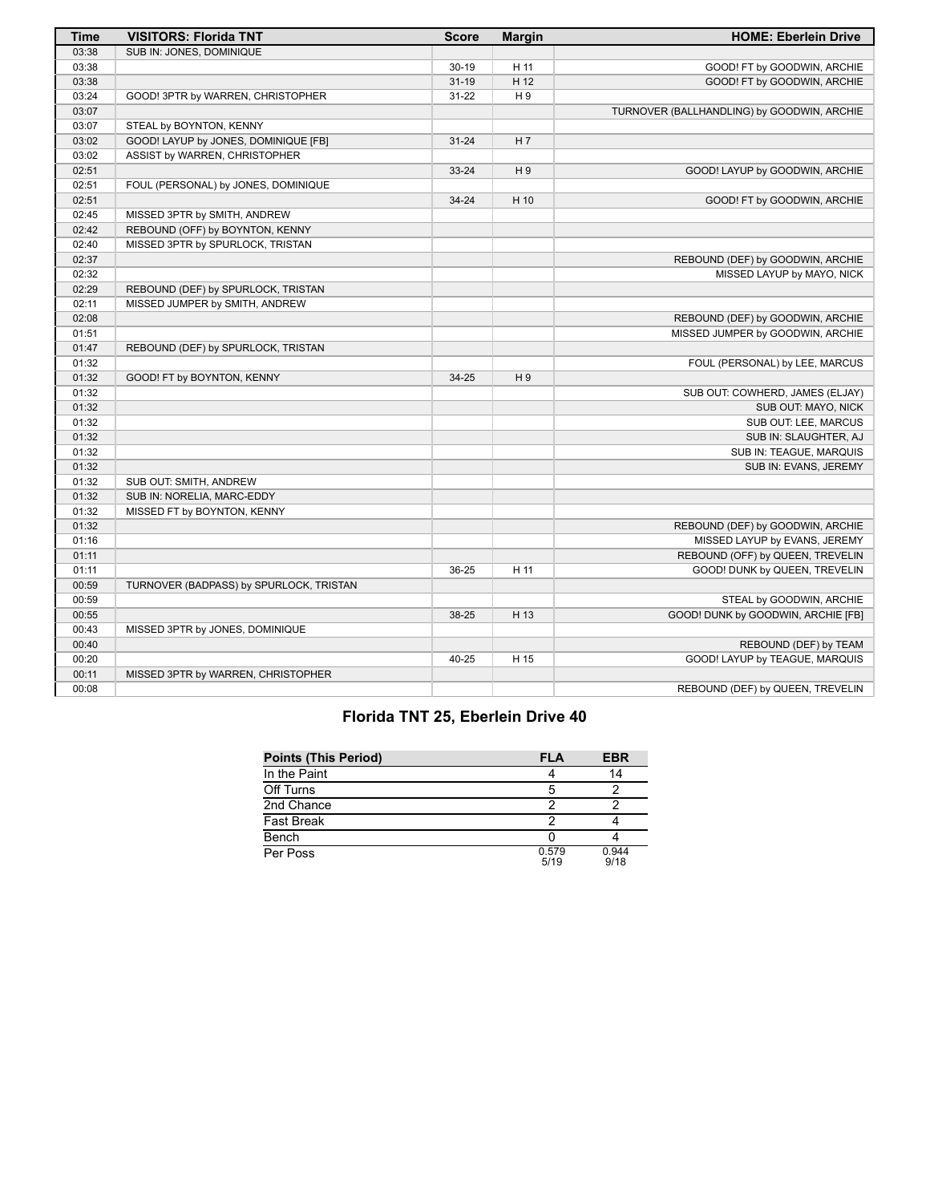| Time | VISITORS: Florida TNT | Score | Margin | HOME: Eberlein Drive |
| --- | --- | --- | --- | --- |
| 03:38 | SUB IN: JONES, DOMINIQUE | | | |
| 03:38 | | 30-19 | H 11 | GOOD! FT by GOODWIN, ARCHIE |
| 03:38 | | 31-19 | H 12 | GOOD! FT by GOODWIN, ARCHIE |
| 03:24 | GOOD! 3PTR by WARREN, CHRISTOPHER | 31-22 | H 9 | |
| 03:07 | | | | TURNOVER (BALLHANDLING) by GOODWIN, ARCHIE |
| 03:07 | STEAL by BOYNTON, KENNY | | | |
| 03:02 | GOOD! LAYUP by JONES, DOMINIQUE [FB] | 31-24 | H 7 | |
| 03:02 | ASSIST by WARREN, CHRISTOPHER | | | |
| 02:51 | | 33-24 | H 9 | GOOD! LAYUP by GOODWIN, ARCHIE |
| 02:51 | FOUL (PERSONAL) by JONES, DOMINIQUE | | | |
| 02:51 | | 34-24 | H 10 | GOOD! FT by GOODWIN, ARCHIE |
| 02:45 | MISSED 3PTR by SMITH, ANDREW | | | |
| 02:42 | REBOUND (OFF) by BOYNTON, KENNY | | | |
| 02:40 | MISSED 3PTR by SPURLOCK, TRISTAN | | | |
| 02:37 | | | | REBOUND (DEF) by GOODWIN, ARCHIE |
| 02:32 | | | | MISSED LAYUP by MAYO, NICK |
| 02:29 | REBOUND (DEF) by SPURLOCK, TRISTAN | | | |
| 02:11 | MISSED JUMPER by SMITH, ANDREW | | | |
| 02:08 | | | | REBOUND (DEF) by GOODWIN, ARCHIE |
| 01:51 | | | | MISSED JUMPER by GOODWIN, ARCHIE |
| 01:47 | REBOUND (DEF) by SPURLOCK, TRISTAN | | | |
| 01:32 | | | | FOUL (PERSONAL) by LEE, MARCUS |
| 01:32 | GOOD! FT by BOYNTON, KENNY | 34-25 | H 9 | |
| 01:32 | | | | SUB OUT: COWHERD, JAMES (ELJAY) |
| 01:32 | | | | SUB OUT: MAYO, NICK |
| 01:32 | | | | SUB OUT: LEE, MARCUS |
| 01:32 | | | | SUB IN: SLAUGHTER, AJ |
| 01:32 | | | | SUB IN: TEAGUE, MARQUIS |
| 01:32 | | | | SUB IN: EVANS, JEREMY |
| 01:32 | SUB OUT: SMITH, ANDREW | | | |
| 01:32 | SUB IN: NORELIA, MARC-EDDY | | | |
| 01:32 | MISSED FT by BOYNTON, KENNY | | | |
| 01:32 | | | | REBOUND (DEF) by GOODWIN, ARCHIE |
| 01:16 | | | | MISSED LAYUP by EVANS, JEREMY |
| 01:11 | | | | REBOUND (OFF) by QUEEN, TREVELIN |
| 01:11 | | 36-25 | H 11 | GOOD! DUNK by QUEEN, TREVELIN |
| 00:59 | TURNOVER (BADPASS) by SPURLOCK, TRISTAN | | | |
| 00:59 | | | | STEAL by GOODWIN, ARCHIE |
| 00:55 | | 38-25 | H 13 | GOOD! DUNK by GOODWIN, ARCHIE [FB] |
| 00:43 | MISSED 3PTR by JONES, DOMINIQUE | | | |
| 00:40 | | | | REBOUND (DEF) by TEAM |
| 00:20 | | 40-25 | H 15 | GOOD! LAYUP by TEAGUE, MARQUIS |
| 00:11 | MISSED 3PTR by WARREN, CHRISTOPHER | | | |
| 00:08 | | | | REBOUND (DEF) by QUEEN, TREVELIN |

## Florida TNT 25, Eberlein Drive 40

| Points (This Period) | FLA | EBR |
| --- | --- | --- |
| In the Paint | 4 | 14 |
| Off Turns | 5 | 2 |
| 2nd Chance | 2 | 2 |
| Fast Break | 2 | 4 |
| Bench | 0 | 4 |
| Per Poss | 0.579 5/19 | 0.944 9/18 |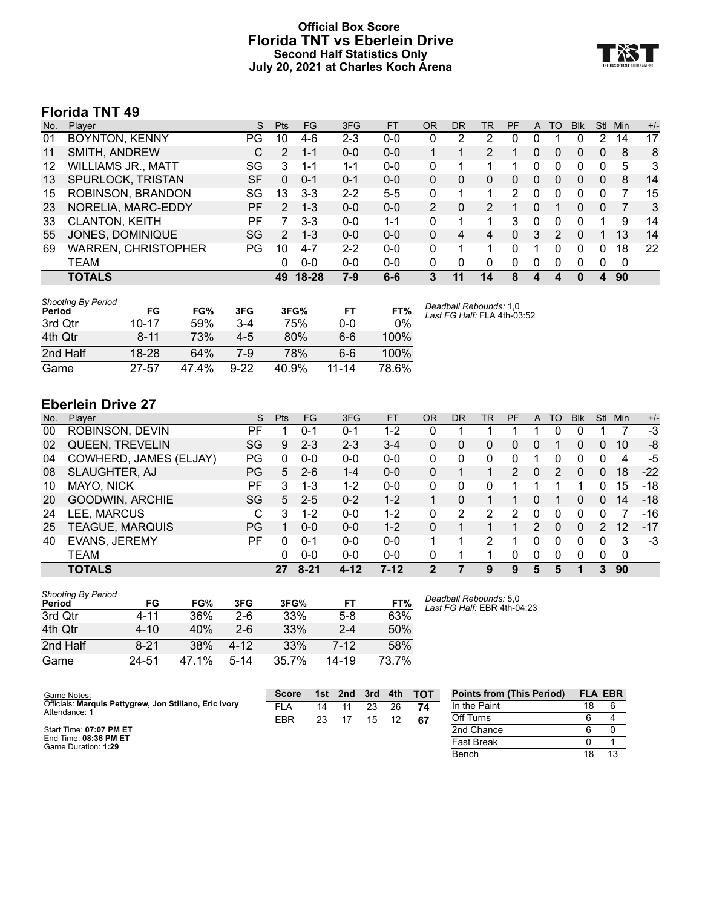# Official Box Score
# Florida TNT vs Eberlein Drive
## Second Half Statistics Only
### July 20, 2021 at Charles Koch Arena

## Florida TNT 49

| No. | Player | S | Pts | FG | 3FG | FT | OR | DR | TR | PF | A | TO | Blk | Stl | Min | +/- |
|---|---|---|---|---|---|---|---|---|---|---|---|---|---|---|---|---|
| 01 | BOYNTON, KENNY | PG | 10 | 4-6 | 2-3 | 0-0 | 0 | 2 | 2 | 0 | 0 | 1 | 0 | 2 | 14 | 17 |
| 11 | SMITH, ANDREW | C | 2 | 1-1 | 0-0 | 0-0 | 1 | 1 | 2 | 1 | 0 | 0 | 0 | 0 | 8 | 8 |
| 12 | WILLIAMS JR., MATT | SG | 3 | 1-1 | 1-1 | 0-0 | 0 | 1 | 1 | 1 | 0 | 0 | 0 | 0 | 5 | 3 |
| 13 | SPURLOCK, TRISTAN | SF | 0 | 0-1 | 0-1 | 0-0 | 0 | 0 | 0 | 0 | 0 | 0 | 0 | 0 | 8 | 14 |
| 15 | ROBINSON, BRANDON | SG | 13 | 3-3 | 2-2 | 5-5 | 0 | 1 | 1 | 2 | 0 | 0 | 0 | 0 | 7 | 15 |
| 23 | NORELIA, MARC-EDDY | PF | 2 | 1-3 | 0-0 | 0-0 | 2 | 0 | 2 | 1 | 0 | 1 | 0 | 0 | 7 | 3 |
| 33 | CLANTON, KEITH | PF | 7 | 3-3 | 0-0 | 1-1 | 0 | 1 | 1 | 3 | 0 | 0 | 0 | 1 | 9 | 14 |
| 55 | JONES, DOMINIQUE | SG | 2 | 1-3 | 0-0 | 0-0 | 0 | 4 | 4 | 0 | 3 | 2 | 0 | 1 | 13 | 14 |
| 69 | WARREN, CHRISTOPHER | PG | 10 | 4-7 | 2-2 | 0-0 | 0 | 1 | 1 | 0 | 1 | 0 | 0 | 0 | 18 | 22 |
| | TEAM | | 0 | 0-0 | 0-0 | 0-0 | 0 | 0 | 0 | 0 | 0 | 0 | 0 | 0 | 0 | |
| | **TOTALS** | | **49** | **18-28** | **7-9** | **6-6** | **3** | **11** | **14** | **8** | **4** | **4** | **0** | **4** | **90** | |

*Shooting By Period*

| Period | FG | FG% | 3FG | 3FG% | FT | FT% |
|---|---|---|---|---|---|---|
| 3rd Qtr | 10-17 | 59% | 3-4 | 75% | 0-0 | 0% |
| 4th Qtr | 8-11 | 73% | 4-5 | 80% | 6-6 | 100% |
| 2nd Half | 18-28 | 64% | 7-9 | 78% | 6-6 | 100% |
| Game | 27-57 | 47.4% | 9-22 | 40.9% | 11-14 | 78.6% |

*Deadball Rebounds:* 1,0
*Last FG Half:* FLA 4th-03:52

## Eberlein Drive 27

| No. | Player | S | Pts | FG | 3FG | FT | OR | DR | TR | PF | A | TO | Blk | Stl | Min | +/- |
|---|---|---|---|---|---|---|---|---|---|---|---|---|---|---|---|---|
| 00 | ROBINSON, DEVIN | PF | 1 | 0-1 | 0-1 | 1-2 | 0 | 1 | 1 | 1 | 1 | 0 | 0 | 1 | 7 | -3 |
| 02 | QUEEN, TREVELIN | SG | 9 | 2-3 | 2-3 | 3-4 | 0 | 0 | 0 | 0 | 0 | 1 | 0 | 0 | 10 | -8 |
| 04 | COWHERD, JAMES (ELJAY) | PG | 0 | 0-0 | 0-0 | 0-0 | 0 | 0 | 0 | 0 | 1 | 0 | 0 | 0 | 4 | -5 |
| 08 | SLAUGHTER, AJ | PG | 5 | 2-6 | 1-4 | 0-0 | 0 | 1 | 1 | 2 | 0 | 2 | 0 | 0 | 18 | -22 |
| 10 | MAYO, NICK | PF | 3 | 1-3 | 1-2 | 0-0 | 0 | 0 | 0 | 1 | 1 | 1 | 1 | 0 | 15 | -18 |
| 20 | GOODWIN, ARCHIE | SG | 5 | 2-5 | 0-2 | 1-2 | 1 | 0 | 1 | 1 | 0 | 1 | 0 | 0 | 14 | -18 |
| 24 | LEE, MARCUS | C | 3 | 1-2 | 0-0 | 1-2 | 0 | 2 | 2 | 2 | 0 | 0 | 0 | 0 | 7 | -16 |
| 25 | TEAGUE, MARQUIS | PG | 1 | 0-0 | 0-0 | 1-2 | 0 | 1 | 1 | 1 | 2 | 0 | 0 | 2 | 12 | -17 |
| 40 | EVANS, JEREMY | PF | 0 | 0-1 | 0-0 | 0-0 | 1 | 1 | 2 | 1 | 0 | 0 | 0 | 0 | 3 | -3 |
| | TEAM | | 0 | 0-0 | 0-0 | 0-0 | 0 | 1 | 1 | 0 | 0 | 0 | 0 | 0 | 0 | |
| | **TOTALS** | | **27** | **8-21** | **4-12** | **7-12** | **2** | **7** | **9** | **9** | **5** | **5** | **1** | **3** | **90** | |

*Shooting By Period*

| Period | FG | FG% | 3FG | 3FG% | FT | FT% |
|---|---|---|---|---|---|---|
| 3rd Qtr | 4-11 | 36% | 2-6 | 33% | 5-8 | 63% |
| 4th Qtr | 4-10 | 40% | 2-6 | 33% | 2-4 | 50% |
| 2nd Half | 8-21 | 38% | 4-12 | 33% | 7-12 | 58% |
| Game | 24-51 | 47.1% | 5-14 | 35.7% | 14-19 | 73.7% |

*Deadball Rebounds:* 5,0
*Last FG Half:* EBR 4th-04:23

Game Notes:
Officials: **Marquis Pettygrew, Jon Stiliano, Eric Ivory**
Attendance: **1**

Start Time: **07:07 PM ET**
End Time: **08:36 PM ET**
Game Duration: **1:29**

| Score | 1st | 2nd | 3rd | 4th | TOT |
|---|---|---|---|---|---|
| FLA | 14 | 11 | 23 | 26 | **74** |
| EBR | 23 | 17 | 15 | 12 | **67** |

| Points from (This Period) | FLA | EBR |
|---|---|---|
| In the Paint | 18 | 6 |
| Off Turns | 6 | 4 |
| 2nd Chance | 6 | 0 |
| Fast Break | 0 | 1 |
| Bench | 18 | 13 |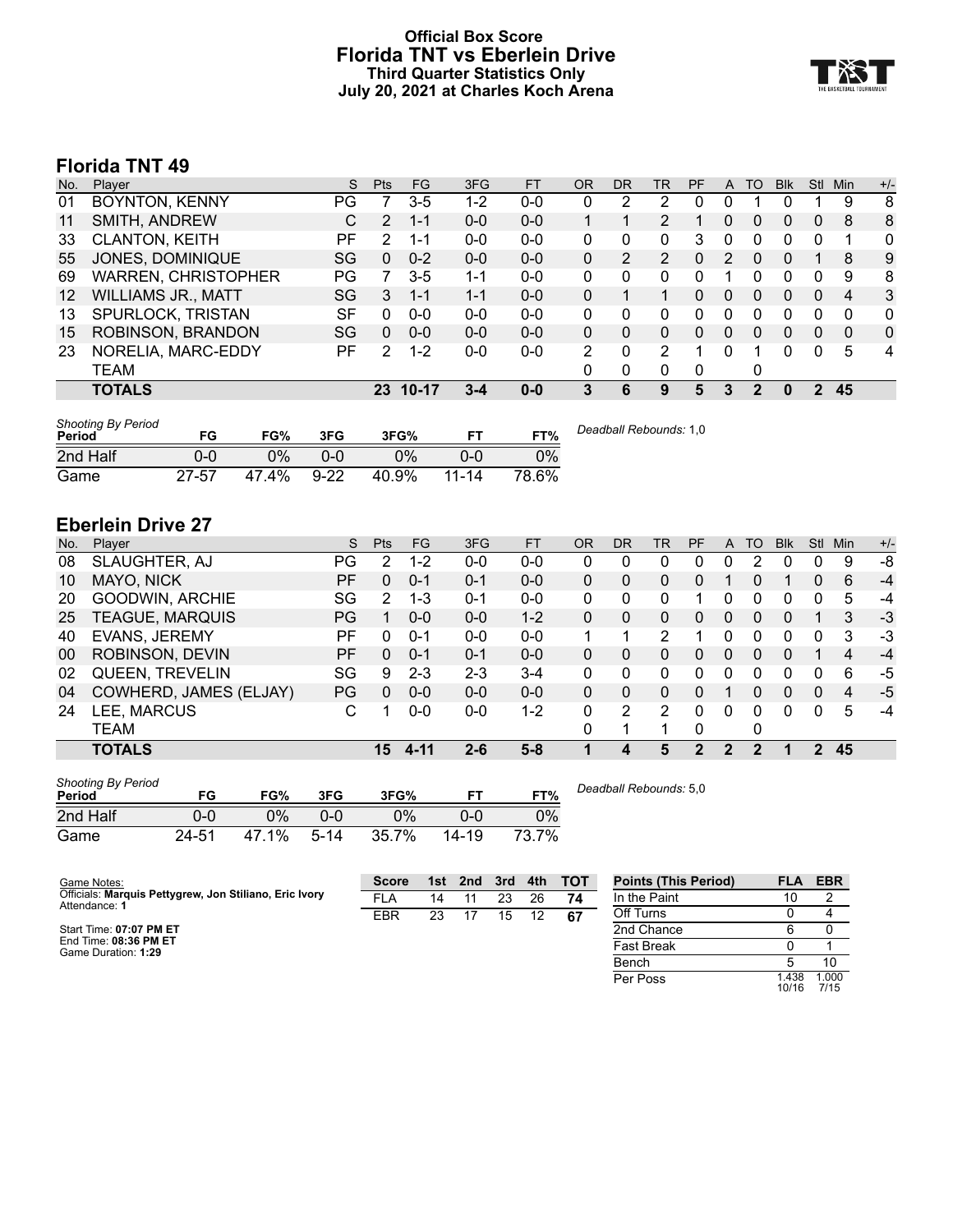# Official Box Score
## Florida TNT vs Eberlein Drive
### Third Quarter Statistics Only
### July 20, 2021 at Charles Koch Arena

## Florida TNT 49

| No. | Player | S | Pts | FG | 3FG | FT | OR | DR | TR | PF | A | TO | Blk | Stl | Min | +/- |
|---|---|---|---|---|---|---|---|---|---|---|---|---|---|---|---|---|
| 01 | BOYNTON, KENNY | PG | 7 | 3-5 | 1-2 | 0-0 | 0 | 2 | 2 | 0 | 0 | 1 | 0 | 1 | 9 | 8 |
| 11 | SMITH, ANDREW | C | 2 | 1-1 | 0-0 | 0-0 | 1 | 1 | 2 | 1 | 0 | 0 | 0 | 0 | 8 | 8 |
| 33 | CLANTON, KEITH | PF | 2 | 1-1 | 0-0 | 0-0 | 0 | 0 | 0 | 3 | 0 | 0 | 0 | 0 | 1 | 0 |
| 55 | JONES, DOMINIQUE | SG | 0 | 0-2 | 0-0 | 0-0 | 0 | 2 | 2 | 0 | 2 | 0 | 0 | 1 | 8 | 9 |
| 69 | WARREN, CHRISTOPHER | PG | 7 | 3-5 | 1-1 | 0-0 | 0 | 0 | 0 | 0 | 1 | 0 | 0 | 0 | 9 | 8 |
| 12 | WILLIAMS JR., MATT | SG | 3 | 1-1 | 1-1 | 0-0 | 0 | 1 | 1 | 0 | 0 | 0 | 0 | 0 | 4 | 3 |
| 13 | SPURLOCK, TRISTAN | SF | 0 | 0-0 | 0-0 | 0-0 | 0 | 0 | 0 | 0 | 0 | 0 | 0 | 0 | 0 | 0 |
| 15 | ROBINSON, BRANDON | SG | 0 | 0-0 | 0-0 | 0-0 | 0 | 0 | 0 | 0 | 0 | 0 | 0 | 0 | 0 | 0 |
| 23 | NORELIA, MARC-EDDY | PF | 2 | 1-2 | 0-0 | 0-0 | 2 | 0 | 2 | 1 | 0 | 1 | 0 | 0 | 5 | 4 |
| | TEAM | | | | | | 0 | 0 | 0 | 0 | | 0 | | | | |
| | **TOTALS** | | **23** | **10-17** | **3-4** | **0-0** | **3** | **6** | **9** | **5** | **3** | **2** | **0** | **2** | **45** | |

| Shooting By Period Period | FG | FG% | 3FG | 3FG% | FT | FT% |
|---|---|---|---|---|---|---|
| 2nd Half | 0-0 | 0% | 0-0 | 0% | 0-0 | 0% |
| Game | 27-57 | 47.4% | 9-22 | 40.9% | 11-14 | 78.6% |

*Deadball Rebounds:* 1,0

## Eberlein Drive 27

| No. | Player | S | Pts | FG | 3FG | FT | OR | DR | TR | PF | A | TO | Blk | Stl | Min | +/- |
|---|---|---|---|---|---|---|---|---|---|---|---|---|---|---|---|---|
| 08 | SLAUGHTER, AJ | PG | 2 | 1-2 | 0-0 | 0-0 | 0 | 0 | 0 | 0 | 0 | 2 | 0 | 0 | 9 | -8 |
| 10 | MAYO, NICK | PF | 0 | 0-1 | 0-1 | 0-0 | 0 | 0 | 0 | 0 | 1 | 0 | 1 | 0 | 6 | -4 |
| 20 | GOODWIN, ARCHIE | SG | 2 | 1-3 | 0-1 | 0-0 | 0 | 0 | 0 | 1 | 0 | 0 | 0 | 0 | 5 | -4 |
| 25 | TEAGUE, MARQUIS | PG | 1 | 0-0 | 0-0 | 1-2 | 0 | 0 | 0 | 0 | 0 | 0 | 0 | 1 | 3 | -3 |
| 40 | EVANS, JEREMY | PF | 0 | 0-1 | 0-0 | 0-0 | 1 | 1 | 2 | 1 | 0 | 0 | 0 | 0 | 3 | -3 |
| 00 | ROBINSON, DEVIN | PF | 0 | 0-1 | 0-1 | 0-0 | 0 | 0 | 0 | 0 | 0 | 0 | 0 | 1 | 4 | -4 |
| 02 | QUEEN, TREVELIN | SG | 9 | 2-3 | 2-3 | 3-4 | 0 | 0 | 0 | 0 | 0 | 0 | 0 | 0 | 6 | -5 |
| 04 | COWHERD, JAMES (ELJAY) | PG | 0 | 0-0 | 0-0 | 0-0 | 0 | 0 | 0 | 0 | 1 | 0 | 0 | 0 | 4 | -5 |
| 24 | LEE, MARCUS | C | 1 | 0-0 | 0-0 | 1-2 | 0 | 2 | 2 | 0 | 0 | 0 | 0 | 0 | 5 | -4 |
| | TEAM | | | | | | 0 | 1 | 1 | 0 | | 0 | | | | |
| | **TOTALS** | | **15** | **4-11** | **2-6** | **5-8** | **1** | **4** | **5** | **2** | **2** | **2** | **1** | **2** | **45** | |

| Shooting By Period Period | FG | FG% | 3FG | 3FG% | FT | FT% |
|---|---|---|---|---|---|---|
| 2nd Half | 0-0 | 0% | 0-0 | 0% | 0-0 | 0% |
| Game | 24-51 | 47.1% | 5-14 | 35.7% | 14-19 | 73.7% |

*Deadball Rebounds:* 5,0

Game Notes:
Officials: **Marquis Pettygrew, Jon Stiliano, Eric Ivory**
Attendance: **1**

Start Time: **07:07 PM ET**
End Time: **08:36 PM ET**
Game Duration: **1:29**

| Score | 1st | 2nd | 3rd | 4th | TOT |
|---|---|---|---|---|---|
| FLA | 14 | 11 | 23 | 26 | **74** |
| EBR | 23 | 17 | 15 | 12 | **67** |

| Points (This Period) | FLA | EBR |
|---|---|---|
| In the Paint | 10 | 2 |
| Off Turns | 0 | 4 |
| 2nd Chance | 6 | 0 |
| Fast Break | 0 | 1 |
| Bench | 5 | 10 |
| Per Poss | 1.438 10/16 | 1.000 7/15 |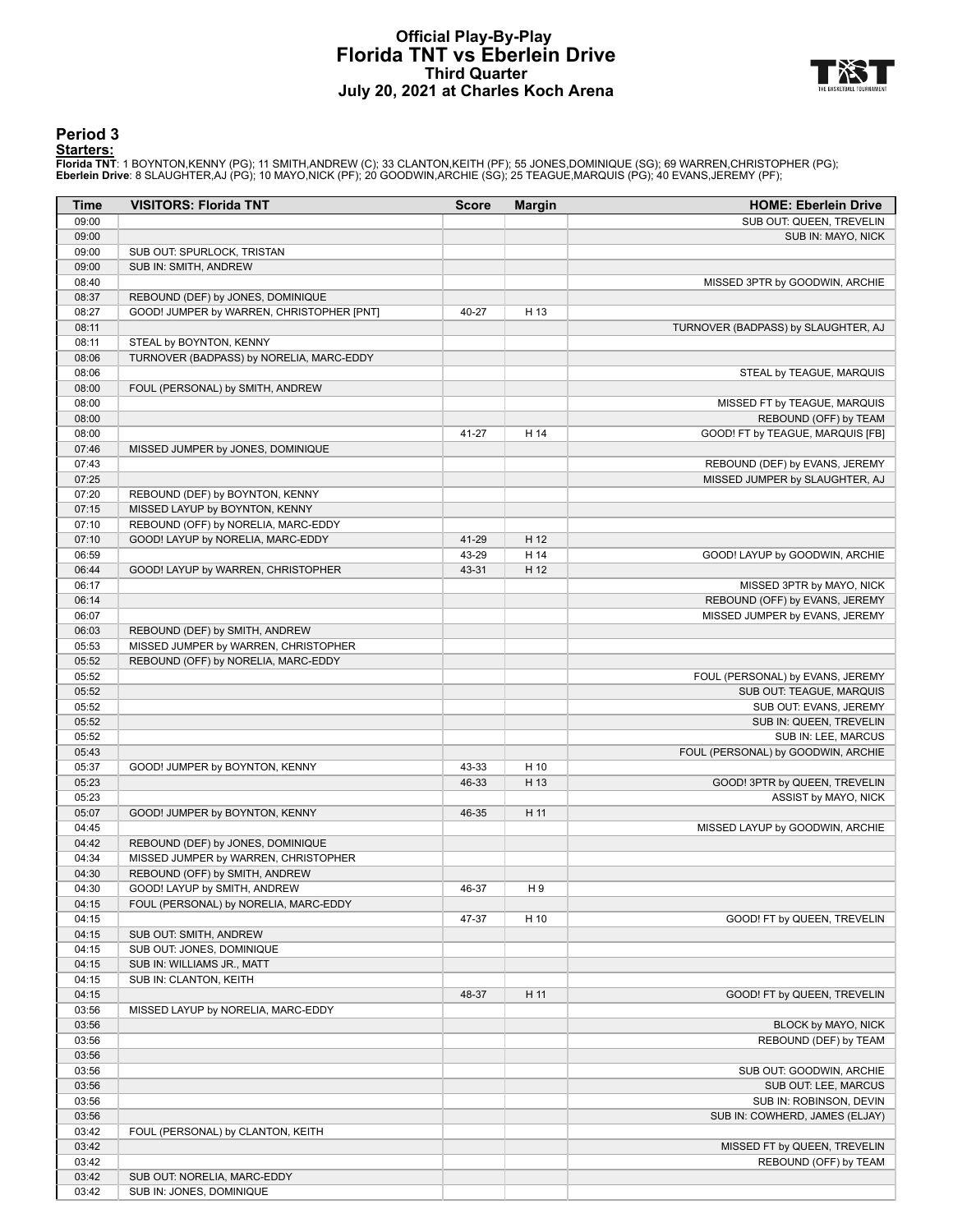# Official Play-By-Play
# Florida TNT vs Eberlein Drive
## Third Quarter
## July 20, 2021 at Charles Koch Arena

### Period 3

**Starters:**

**Florida TNT**: 1 BOYNTON,KENNY (PG); 11 SMITH,ANDREW (C); 33 CLANTON,KEITH (PF); 55 JONES,DOMINIQUE (SG); 69 WARREN,CHRISTOPHER (PG);
**Eberlein Drive**: 8 SLAUGHTER,AJ (PG); 10 MAYO,NICK (PF); 20 GOODWIN,ARCHIE (SG); 25 TEAGUE,MARQUIS (PG); 40 EVANS,JEREMY (PF);

| Time | VISITORS: Florida TNT | Score | Margin | HOME: Eberlein Drive |
|---|---|---|---|---|
| 09:00 | | | | SUB OUT: QUEEN, TREVELIN |
| 09:00 | | | | SUB IN: MAYO, NICK |
| 09:00 | SUB OUT: SPURLOCK, TRISTAN | | | |
| 09:00 | SUB IN: SMITH, ANDREW | | | |
| 08:40 | | | | MISSED 3PTR by GOODWIN, ARCHIE |
| 08:37 | REBOUND (DEF) by JONES, DOMINIQUE | | | |
| 08:27 | GOOD! JUMPER by WARREN, CHRISTOPHER [PNT] | 40-27 | H 13 | |
| 08:11 | | | | TURNOVER (BADPASS) by SLAUGHTER, AJ |
| 08:11 | STEAL by BOYNTON, KENNY | | | |
| 08:06 | TURNOVER (BADPASS) by NORELIA, MARC-EDDY | | | |
| 08:06 | | | | STEAL by TEAGUE, MARQUIS |
| 08:00 | FOUL (PERSONAL) by SMITH, ANDREW | | | |
| 08:00 | | | | MISSED FT by TEAGUE, MARQUIS |
| 08:00 | | | | REBOUND (OFF) by TEAM |
| 08:00 | | 41-27 | H 14 | GOOD! FT by TEAGUE, MARQUIS [FB] |
| 07:46 | MISSED JUMPER by JONES, DOMINIQUE | | | |
| 07:43 | | | | REBOUND (DEF) by EVANS, JEREMY |
| 07:25 | | | | MISSED JUMPER by SLAUGHTER, AJ |
| 07:20 | REBOUND (DEF) by BOYNTON, KENNY | | | |
| 07:15 | MISSED LAYUP by BOYNTON, KENNY | | | |
| 07:10 | REBOUND (OFF) by NORELIA, MARC-EDDY | | | |
| 07:10 | GOOD! LAYUP by NORELIA, MARC-EDDY | 41-29 | H 12 | |
| 06:59 | | 43-29 | H 14 | GOOD! LAYUP by GOODWIN, ARCHIE |
| 06:44 | GOOD! LAYUP by WARREN, CHRISTOPHER | 43-31 | H 12 | |
| 06:17 | | | | MISSED 3PTR by MAYO, NICK |
| 06:14 | | | | REBOUND (OFF) by EVANS, JEREMY |
| 06:07 | | | | MISSED JUMPER by EVANS, JEREMY |
| 06:03 | REBOUND (DEF) by SMITH, ANDREW | | | |
| 05:53 | MISSED JUMPER by WARREN, CHRISTOPHER | | | |
| 05:52 | REBOUND (OFF) by NORELIA, MARC-EDDY | | | |
| 05:52 | | | | FOUL (PERSONAL) by EVANS, JEREMY |
| 05:52 | | | | SUB OUT: TEAGUE, MARQUIS |
| 05:52 | | | | SUB OUT: EVANS, JEREMY |
| 05:52 | | | | SUB IN: QUEEN, TREVELIN |
| 05:52 | | | | SUB IN: LEE, MARCUS |
| 05:43 | | | | FOUL (PERSONAL) by GOODWIN, ARCHIE |
| 05:37 | GOOD! JUMPER by BOYNTON, KENNY | 43-33 | H 10 | |
| 05:23 | | 46-33 | H 13 | GOOD! 3PTR by QUEEN, TREVELIN |
| 05:23 | | | | ASSIST by MAYO, NICK |
| 05:07 | GOOD! JUMPER by BOYNTON, KENNY | 46-35 | H 11 | |
| 04:45 | | | | MISSED LAYUP by GOODWIN, ARCHIE |
| 04:42 | REBOUND (DEF) by JONES, DOMINIQUE | | | |
| 04:34 | MISSED JUMPER by WARREN, CHRISTOPHER | | | |
| 04:30 | REBOUND (OFF) by SMITH, ANDREW | | | |
| 04:30 | GOOD! LAYUP by SMITH, ANDREW | 46-37 | H 9 | |
| 04:15 | FOUL (PERSONAL) by NORELIA, MARC-EDDY | | | |
| 04:15 | | 47-37 | H 10 | GOOD! FT by QUEEN, TREVELIN |
| 04:15 | SUB OUT: SMITH, ANDREW | | | |
| 04:15 | SUB OUT: JONES, DOMINIQUE | | | |
| 04:15 | SUB IN: WILLIAMS JR., MATT | | | |
| 04:15 | SUB IN: CLANTON, KEITH | | | |
| 04:15 | | 48-37 | H 11 | GOOD! FT by QUEEN, TREVELIN |
| 03:56 | MISSED LAYUP by NORELIA, MARC-EDDY | | | |
| 03:56 | | | | BLOCK by MAYO, NICK |
| 03:56 | | | | REBOUND (DEF) by TEAM |
| 03:56 | | | | |
| 03:56 | | | | SUB OUT: GOODWIN, ARCHIE |
| 03:56 | | | | SUB OUT: LEE, MARCUS |
| 03:56 | | | | SUB IN: ROBINSON, DEVIN |
| 03:56 | | | | SUB IN: COWHERD, JAMES (ELJAY) |
| 03:42 | FOUL (PERSONAL) by CLANTON, KEITH | | | |
| 03:42 | | | | MISSED FT by QUEEN, TREVELIN |
| 03:42 | | | | REBOUND (OFF) by TEAM |
| 03:42 | SUB OUT: NORELIA, MARC-EDDY | | | |
| 03:42 | SUB IN: JONES, DOMINIQUE | | | |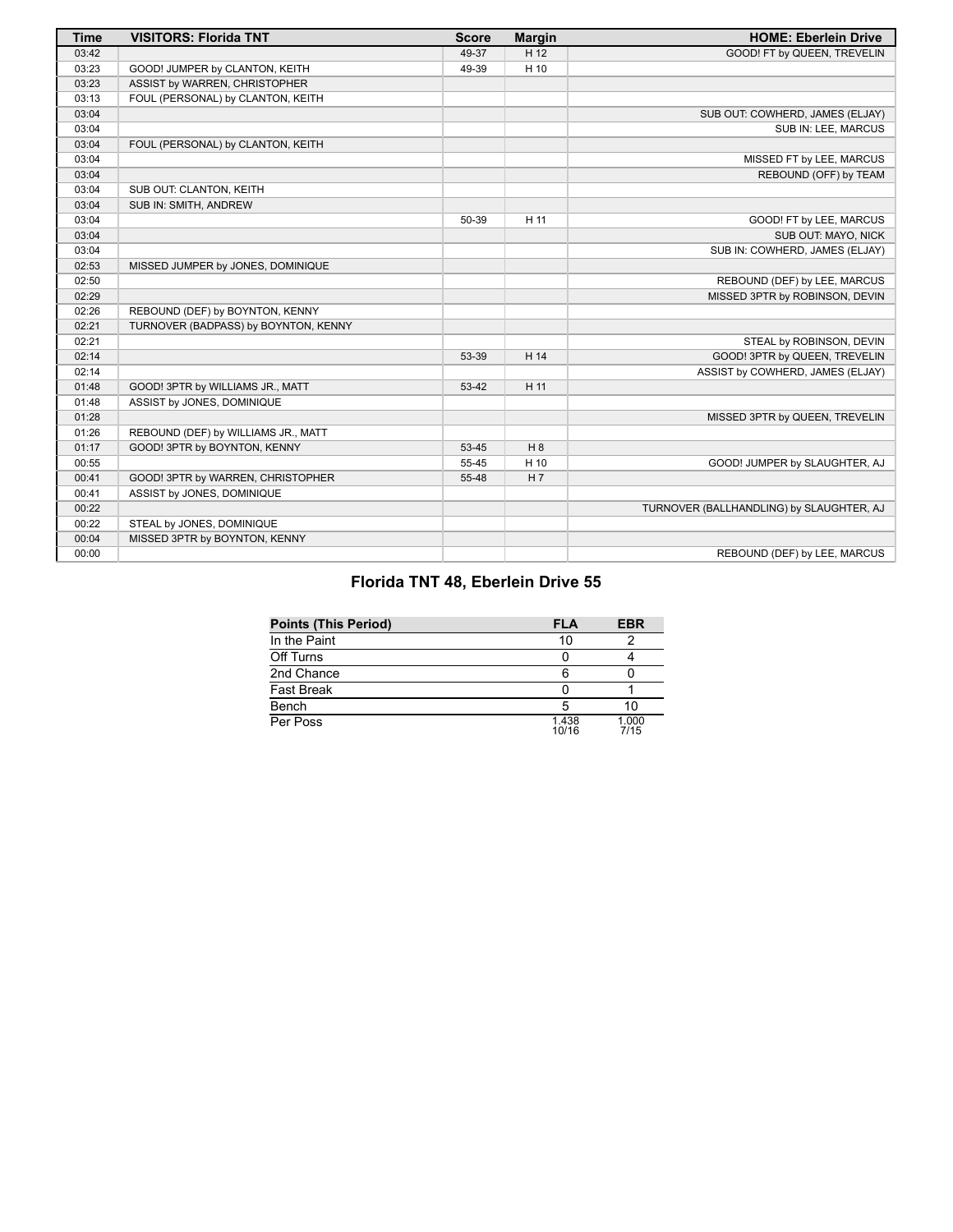| Time | VISITORS: Florida TNT | Score | Margin | HOME: Eberlein Drive |
|---|---|---|---|---|
| 03:42 | | 49-37 | H 12 | GOOD! FT by QUEEN, TREVELIN |
| 03:23 | GOOD! JUMPER by CLANTON, KEITH | 49-39 | H 10 | |
| 03:23 | ASSIST by WARREN, CHRISTOPHER | | | |
| 03:13 | FOUL (PERSONAL) by CLANTON, KEITH | | | |
| 03:04 | | | | SUB OUT: COWHERD, JAMES (ELJAY) |
| 03:04 | | | | SUB IN: LEE, MARCUS |
| 03:04 | FOUL (PERSONAL) by CLANTON, KEITH | | | |
| 03:04 | | | | MISSED FT by LEE, MARCUS |
| 03:04 | | | | REBOUND (OFF) by TEAM |
| 03:04 | SUB OUT: CLANTON, KEITH | | | |
| 03:04 | SUB IN: SMITH, ANDREW | | | |
| 03:04 | | 50-39 | H 11 | GOOD! FT by LEE, MARCUS |
| 03:04 | | | | SUB OUT: MAYO, NICK |
| 03:04 | | | | SUB IN: COWHERD, JAMES (ELJAY) |
| 02:53 | MISSED JUMPER by JONES, DOMINIQUE | | | |
| 02:50 | | | | REBOUND (DEF) by LEE, MARCUS |
| 02:29 | | | | MISSED 3PTR by ROBINSON, DEVIN |
| 02:26 | REBOUND (DEF) by BOYNTON, KENNY | | | |
| 02:21 | TURNOVER (BADPASS) by BOYNTON, KENNY | | | |
| 02:21 | | | | STEAL by ROBINSON, DEVIN |
| 02:14 | | 53-39 | H 14 | GOOD! 3PTR by QUEEN, TREVELIN |
| 02:14 | | | | ASSIST by COWHERD, JAMES (ELJAY) |
| 01:48 | GOOD! 3PTR by WILLIAMS JR., MATT | 53-42 | H 11 | |
| 01:48 | ASSIST by JONES, DOMINIQUE | | | |
| 01:28 | | | | MISSED 3PTR by QUEEN, TREVELIN |
| 01:26 | REBOUND (DEF) by WILLIAMS JR., MATT | | | |
| 01:17 | GOOD! 3PTR by BOYNTON, KENNY | 53-45 | H 8 | |
| 00:55 | | 55-45 | H 10 | GOOD! JUMPER by SLAUGHTER, AJ |
| 00:41 | GOOD! 3PTR by WARREN, CHRISTOPHER | 55-48 | H 7 | |
| 00:41 | ASSIST by JONES, DOMINIQUE | | | |
| 00:22 | | | | TURNOVER (BALLHANDLING) by SLAUGHTER, AJ |
| 00:22 | STEAL by JONES, DOMINIQUE | | | |
| 00:04 | MISSED 3PTR by BOYNTON, KENNY | | | |
| 00:00 | | | | REBOUND (DEF) by LEE, MARCUS |

## Florida TNT 48, Eberlein Drive 55

| Points (This Period) | FLA | EBR |
|---|---|---|
| In the Paint | 10 | 2 |
| Off Turns | 0 | 4 |
| 2nd Chance | 6 | 0 |
| Fast Break | 0 | 1 |
| Bench | 5 | 10 |
| Per Poss | 1.438 10/16 | 1.000 7/15 |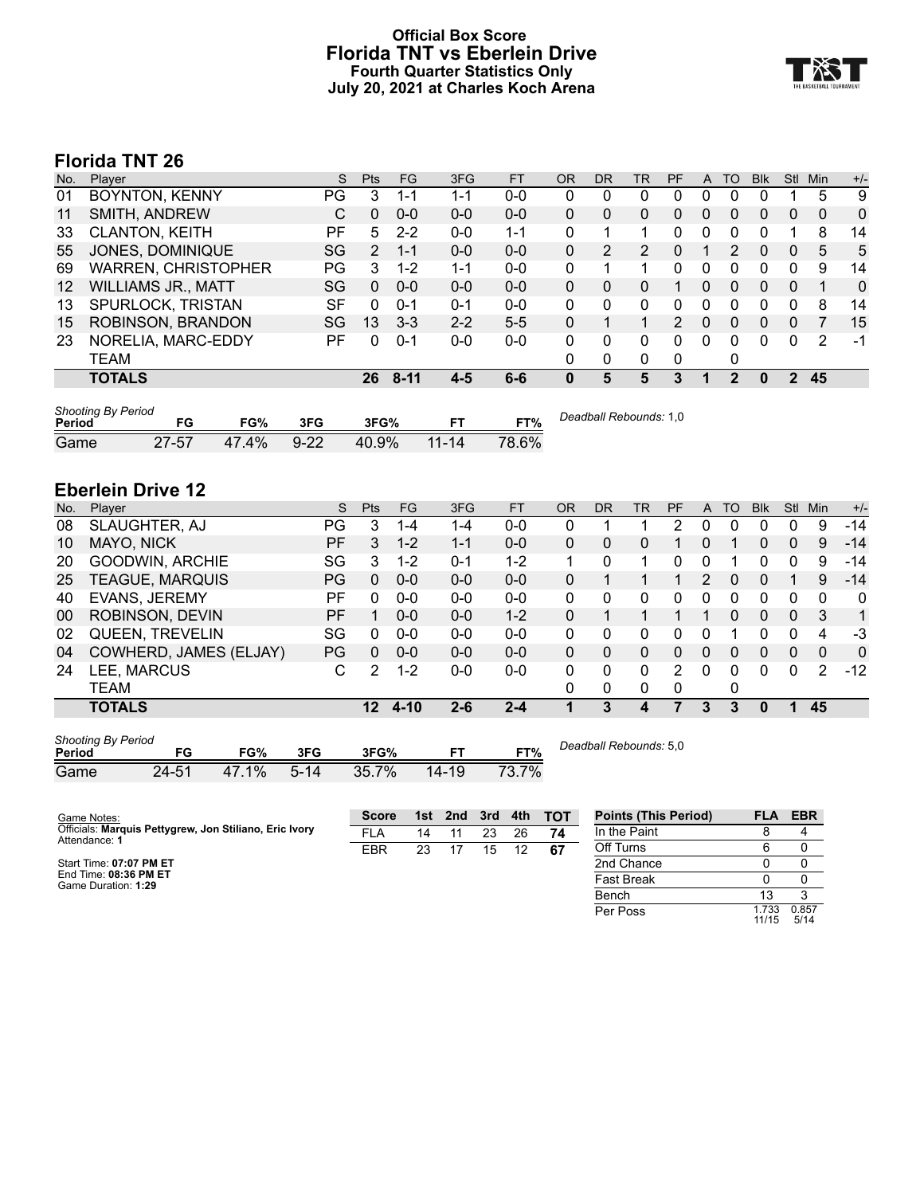# Official Box Score
# Florida TNT vs Eberlein Drive
## Fourth Quarter Statistics Only
## July 20, 2021 at Charles Koch Arena

## Florida TNT 26

| No. | Player | S | Pts | FG | 3FG | FT | OR | DR | TR | PF | A | TO | Blk | Stl | Min | +/- |
|---|---|---|---|---|---|---|---|---|---|---|---|---|---|---|---|---|
| 01 | BOYNTON, KENNY | PG | 3 | 1-1 | 1-1 | 0-0 | 0 | 0 | 0 | 0 | 0 | 0 | 0 | 1 | 5 | 9 |
| 11 | SMITH, ANDREW | C | 0 | 0-0 | 0-0 | 0-0 | 0 | 0 | 0 | 0 | 0 | 0 | 0 | 0 | 0 | 0 |
| 33 | CLANTON, KEITH | PF | 5 | 2-2 | 0-0 | 1-1 | 0 | 1 | 1 | 0 | 0 | 0 | 0 | 1 | 8 | 14 |
| 55 | JONES, DOMINIQUE | SG | 2 | 1-1 | 0-0 | 0-0 | 0 | 2 | 2 | 0 | 1 | 2 | 0 | 0 | 5 | 5 |
| 69 | WARREN, CHRISTOPHER | PG | 3 | 1-2 | 1-1 | 0-0 | 0 | 1 | 1 | 0 | 0 | 0 | 0 | 0 | 9 | 14 |
| 12 | WILLIAMS JR., MATT | SG | 0 | 0-0 | 0-0 | 0-0 | 0 | 0 | 0 | 1 | 0 | 0 | 0 | 0 | 1 | 0 |
| 13 | SPURLOCK, TRISTAN | SF | 0 | 0-1 | 0-1 | 0-0 | 0 | 0 | 0 | 0 | 0 | 0 | 0 | 0 | 8 | 14 |
| 15 | ROBINSON, BRANDON | SG | 13 | 3-3 | 2-2 | 5-5 | 0 | 1 | 1 | 2 | 0 | 0 | 0 | 0 | 7 | 15 |
| 23 | NORELIA, MARC-EDDY | PF | 0 | 0-1 | 0-0 | 0-0 | 0 | 0 | 0 | 0 | 0 | 0 | 0 | 0 | 2 | -1 |
| | TEAM | | | | | | 0 | 0 | 0 | 0 | | 0 | | | | |
| | **TOTALS** | | **26** | **8-11** | **4-5** | **6-6** | **0** | **5** | **5** | **3** | **1** | **2** | **0** | **2** | **45** | |

*Shooting By Period*

| Period | FG | FG% | 3FG | 3FG% | FT | FT% |
|---|---|---|---|---|---|---|
| Game | 27-57 | 47.4% | 9-22 | 40.9% | 11-14 | 78.6% |

*Deadball Rebounds:* 1,0

## Eberlein Drive 12

| No. | Player | S | Pts | FG | 3FG | FT | OR | DR | TR | PF | A | TO | Blk | Stl | Min | +/- |
|---|---|---|---|---|---|---|---|---|---|---|---|---|---|---|---|---|
| 08 | SLAUGHTER, AJ | PG | 3 | 1-4 | 1-4 | 0-0 | 0 | 1 | 1 | 2 | 0 | 0 | 0 | 0 | 9 | -14 |
| 10 | MAYO, NICK | PF | 3 | 1-2 | 1-1 | 0-0 | 0 | 0 | 0 | 1 | 0 | 1 | 0 | 0 | 9 | -14 |
| 20 | GOODWIN, ARCHIE | SG | 3 | 1-2 | 0-1 | 1-2 | 1 | 0 | 1 | 0 | 0 | 1 | 0 | 0 | 9 | -14 |
| 25 | TEAGUE, MARQUIS | PG | 0 | 0-0 | 0-0 | 0-0 | 0 | 1 | 1 | 1 | 2 | 0 | 0 | 1 | 9 | -14 |
| 40 | EVANS, JEREMY | PF | 0 | 0-0 | 0-0 | 0-0 | 0 | 0 | 0 | 0 | 0 | 0 | 0 | 0 | 0 | 0 |
| 00 | ROBINSON, DEVIN | PF | 1 | 0-0 | 0-0 | 1-2 | 0 | 1 | 1 | 1 | 1 | 0 | 0 | 0 | 3 | 1 |
| 02 | QUEEN, TREVELIN | SG | 0 | 0-0 | 0-0 | 0-0 | 0 | 0 | 0 | 0 | 0 | 1 | 0 | 0 | 4 | -3 |
| 04 | COWHERD, JAMES (ELJAY) | PG | 0 | 0-0 | 0-0 | 0-0 | 0 | 0 | 0 | 0 | 0 | 0 | 0 | 0 | 0 | 0 |
| 24 | LEE, MARCUS | C | 2 | 1-2 | 0-0 | 0-0 | 0 | 0 | 0 | 2 | 0 | 0 | 0 | 0 | 2 | -12 |
| | TEAM | | | | | | 0 | 0 | 0 | 0 | | 0 | | | | |
| | **TOTALS** | | **12** | **4-10** | **2-6** | **2-4** | **1** | **3** | **4** | **7** | **3** | **3** | **0** | **1** | **45** | |

*Shooting By Period*

| Period | FG | FG% | 3FG | 3FG% | FT | FT% |
|---|---|---|---|---|---|---|
| Game | 24-51 | 47.1% | 5-14 | 35.7% | 14-19 | 73.7% |

*Deadball Rebounds:* 5,0

Game Notes:
Officials: **Marquis Pettygrew, Jon Stiliano, Eric Ivory**
Attendance: **1**

Start Time: **07:07 PM ET**
End Time: **08:36 PM ET**
Game Duration: **1:29**

| Score | 1st | 2nd | 3rd | 4th | TOT |
|---|---|---|---|---|---|
| FLA | 14 | 11 | 23 | 26 | **74** |
| EBR | 23 | 17 | 15 | 12 | **67** |

| Points (This Period) | FLA | EBR |
|---|---|---|
| In the Paint | 8 | 4 |
| Off Turns | 6 | 0 |
| 2nd Chance | 0 | 0 |
| Fast Break | 0 | 0 |
| Bench | 13 | 3 |
| Per Poss | 1.733 11/15 | 0.857 5/14 |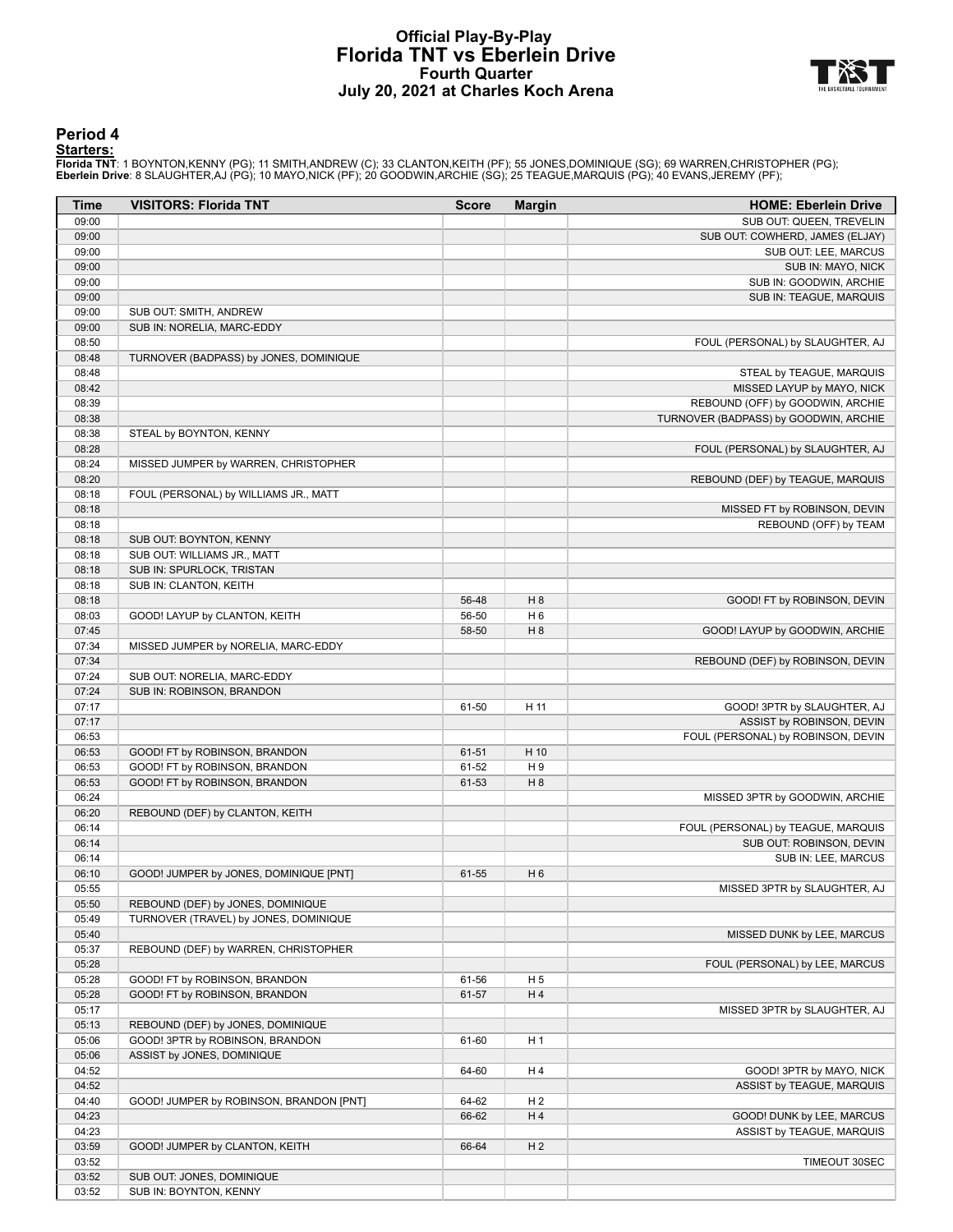# Official Play-By-Play
# Florida TNT vs Eberlein Drive
## Fourth Quarter
## July 20, 2021 at Charles Koch Arena

### Period 4

**Starters:**

**Florida TNT**: 1 BOYNTON,KENNY (PG); 11 SMITH,ANDREW (C); 33 CLANTON,KEITH (PF); 55 JONES,DOMINIQUE (SG); 69 WARREN,CHRISTOPHER (PG);
**Eberlein Drive**: 8 SLAUGHTER,AJ (PG); 10 MAYO,NICK (PF); 20 GOODWIN,ARCHIE (SG); 25 TEAGUE,MARQUIS (PG); 40 EVANS,JEREMY (PF);

| Time | VISITORS: Florida TNT | Score | Margin | HOME: Eberlein Drive |
|---|---|---|---|---|
| 09:00 | | | | SUB OUT: QUEEN, TREVELIN |
| 09:00 | | | | SUB OUT: COWHERD, JAMES (ELJAY) |
| 09:00 | | | | SUB OUT: LEE, MARCUS |
| 09:00 | | | | SUB IN: MAYO, NICK |
| 09:00 | | | | SUB IN: GOODWIN, ARCHIE |
| 09:00 | | | | SUB IN: TEAGUE, MARQUIS |
| 09:00 | SUB OUT: SMITH, ANDREW | | | |
| 09:00 | SUB IN: NORELIA, MARC-EDDY | | | |
| 08:50 | | | | FOUL (PERSONAL) by SLAUGHTER, AJ |
| 08:48 | TURNOVER (BADPASS) by JONES, DOMINIQUE | | | |
| 08:48 | | | | STEAL by TEAGUE, MARQUIS |
| 08:42 | | | | MISSED LAYUP by MAYO, NICK |
| 08:39 | | | | REBOUND (OFF) by GOODWIN, ARCHIE |
| 08:38 | | | | TURNOVER (BADPASS) by GOODWIN, ARCHIE |
| 08:38 | STEAL by BOYNTON, KENNY | | | |
| 08:28 | | | | FOUL (PERSONAL) by SLAUGHTER, AJ |
| 08:24 | MISSED JUMPER by WARREN, CHRISTOPHER | | | |
| 08:20 | | | | REBOUND (DEF) by TEAGUE, MARQUIS |
| 08:18 | FOUL (PERSONAL) by WILLIAMS JR., MATT | | | |
| 08:18 | | | | MISSED FT by ROBINSON, DEVIN |
| 08:18 | | | | REBOUND (OFF) by TEAM |
| 08:18 | SUB OUT: BOYNTON, KENNY | | | |
| 08:18 | SUB OUT: WILLIAMS JR., MATT | | | |
| 08:18 | SUB IN: SPURLOCK, TRISTAN | | | |
| 08:18 | SUB IN: CLANTON, KEITH | | | |
| 08:18 | | 56-48 | H 8 | GOOD! FT by ROBINSON, DEVIN |
| 08:03 | GOOD! LAYUP by CLANTON, KEITH | 56-50 | H 6 | |
| 07:45 | | 58-50 | H 8 | GOOD! LAYUP by GOODWIN, ARCHIE |
| 07:34 | MISSED JUMPER by NORELIA, MARC-EDDY | | | |
| 07:34 | | | | REBOUND (DEF) by ROBINSON, DEVIN |
| 07:24 | SUB OUT: NORELIA, MARC-EDDY | | | |
| 07:24 | SUB IN: ROBINSON, BRANDON | | | |
| 07:17 | | 61-50 | H 11 | GOOD! 3PTR by SLAUGHTER, AJ |
| 07:17 | | | | ASSIST by ROBINSON, DEVIN |
| 06:53 | | | | FOUL (PERSONAL) by ROBINSON, DEVIN |
| 06:53 | GOOD! FT by ROBINSON, BRANDON | 61-51 | H 10 | |
| 06:53 | GOOD! FT by ROBINSON, BRANDON | 61-52 | H 9 | |
| 06:53 | GOOD! FT by ROBINSON, BRANDON | 61-53 | H 8 | |
| 06:24 | | | | MISSED 3PTR by GOODWIN, ARCHIE |
| 06:20 | REBOUND (DEF) by CLANTON, KEITH | | | |
| 06:14 | | | | FOUL (PERSONAL) by TEAGUE, MARQUIS |
| 06:14 | | | | SUB OUT: ROBINSON, DEVIN |
| 06:14 | | | | SUB IN: LEE, MARCUS |
| 06:10 | GOOD! JUMPER by JONES, DOMINIQUE [PNT] | 61-55 | H 6 | |
| 05:55 | | | | MISSED 3PTR by SLAUGHTER, AJ |
| 05:50 | REBOUND (DEF) by JONES, DOMINIQUE | | | |
| 05:49 | TURNOVER (TRAVEL) by JONES, DOMINIQUE | | | |
| 05:40 | | | | MISSED DUNK by LEE, MARCUS |
| 05:37 | REBOUND (DEF) by WARREN, CHRISTOPHER | | | |
| 05:28 | | | | FOUL (PERSONAL) by LEE, MARCUS |
| 05:28 | GOOD! FT by ROBINSON, BRANDON | 61-56 | H 5 | |
| 05:28 | GOOD! FT by ROBINSON, BRANDON | 61-57 | H 4 | |
| 05:17 | | | | MISSED 3PTR by SLAUGHTER, AJ |
| 05:13 | REBOUND (DEF) by JONES, DOMINIQUE | | | |
| 05:06 | GOOD! 3PTR by ROBINSON, BRANDON | 61-60 | H 1 | |
| 05:06 | ASSIST by JONES, DOMINIQUE | | | |
| 04:52 | | 64-60 | H 4 | GOOD! 3PTR by MAYO, NICK |
| 04:52 | | | | ASSIST by TEAGUE, MARQUIS |
| 04:40 | GOOD! JUMPER by ROBINSON, BRANDON [PNT] | 64-62 | H 2 | |
| 04:23 | | 66-62 | H 4 | GOOD! DUNK by LEE, MARCUS |
| 04:23 | | | | ASSIST by TEAGUE, MARQUIS |
| 03:59 | GOOD! JUMPER by CLANTON, KEITH | 66-64 | H 2 | |
| 03:52 | | | | TIMEOUT 30SEC |
| 03:52 | SUB OUT: JONES, DOMINIQUE | | | |
| 03:52 | SUB IN: BOYNTON, KENNY | | | |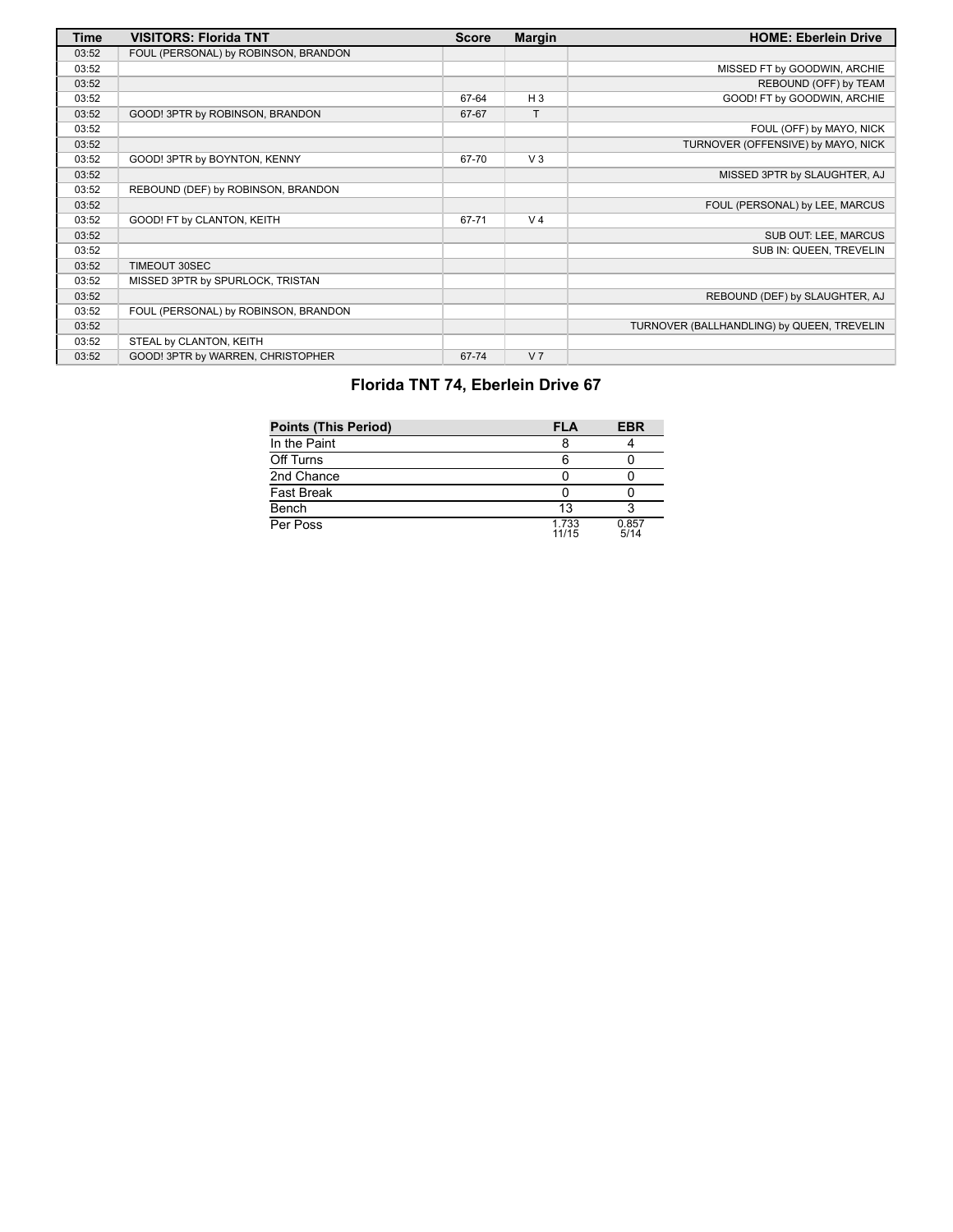| Time | VISITORS: Florida TNT | Score | Margin | HOME: Eberlein Drive |
| --- | --- | --- | --- | --- |
| 03:52 | FOUL (PERSONAL) by ROBINSON, BRANDON | | | |
| 03:52 | | | | MISSED FT by GOODWIN, ARCHIE |
| 03:52 | | | | REBOUND (OFF) by TEAM |
| 03:52 | | 67-64 | H 3 | GOOD! FT by GOODWIN, ARCHIE |
| 03:52 | GOOD! 3PTR by ROBINSON, BRANDON | 67-67 | T | |
| 03:52 | | | | FOUL (OFF) by MAYO, NICK |
| 03:52 | | | | TURNOVER (OFFENSIVE) by MAYO, NICK |
| 03:52 | GOOD! 3PTR by BOYNTON, KENNY | 67-70 | V 3 | |
| 03:52 | | | | MISSED 3PTR by SLAUGHTER, AJ |
| 03:52 | REBOUND (DEF) by ROBINSON, BRANDON | | | |
| 03:52 | | | | FOUL (PERSONAL) by LEE, MARCUS |
| 03:52 | GOOD! FT by CLANTON, KEITH | 67-71 | V 4 | |
| 03:52 | | | | SUB OUT: LEE, MARCUS |
| 03:52 | | | | SUB IN: QUEEN, TREVELIN |
| 03:52 | TIMEOUT 30SEC | | | |
| 03:52 | MISSED 3PTR by SPURLOCK, TRISTAN | | | |
| 03:52 | | | | REBOUND (DEF) by SLAUGHTER, AJ |
| 03:52 | FOUL (PERSONAL) by ROBINSON, BRANDON | | | |
| 03:52 | | | | TURNOVER (BALLHANDLING) by QUEEN, TREVELIN |
| 03:52 | STEAL by CLANTON, KEITH | | | |
| 03:52 | GOOD! 3PTR by WARREN, CHRISTOPHER | 67-74 | V 7 | |

## Florida TNT 74, Eberlein Drive 67

| Points (This Period) | FLA | EBR |
| --- | --- | --- |
| In the Paint | 8 | 4 |
| Off Turns | 6 | 0 |
| 2nd Chance | 0 | 0 |
| Fast Break | 0 | 0 |
| Bench | 13 | 3 |
| Per Poss | 1.733 11/15 | 0.857 5/14 |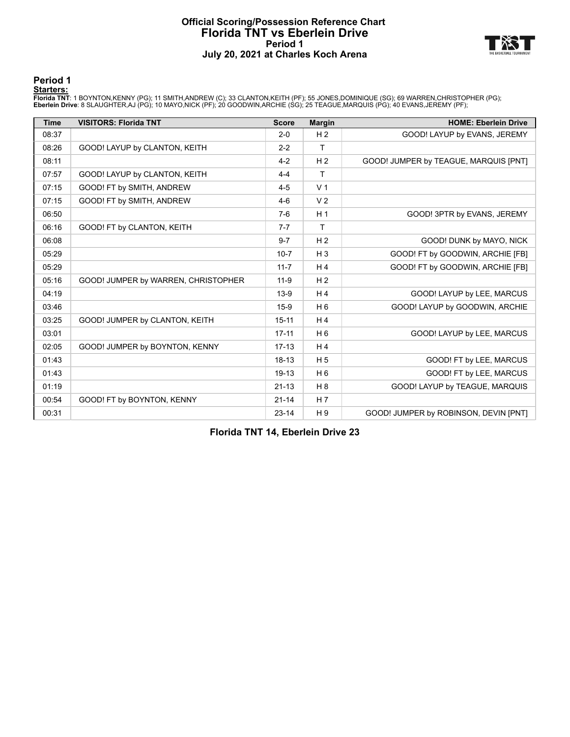# Official Scoring/Possession Reference Chart
# Florida TNT vs Eberlein Drive
## Period 1
## July 20, 2021 at Charles Koch Arena

## Period 1

**Starters:**

**Florida TNT**: 1 BOYNTON,KENNY (PG); 11 SMITH,ANDREW (C); 33 CLANTON,KEITH (PF); 55 JONES,DOMINIQUE (SG); 69 WARREN,CHRISTOPHER (PG);
**Eberlein Drive**: 8 SLAUGHTER,AJ (PG); 10 MAYO,NICK (PF); 20 GOODWIN,ARCHIE (SG); 25 TEAGUE,MARQUIS (PG); 40 EVANS,JEREMY (PF);

| Time | VISITORS: Florida TNT | Score | Margin | HOME: Eberlein Drive |
|---|---|---|---|---|
| 08:37 | | 2-0 | H 2 | GOOD! LAYUP by EVANS, JEREMY |
| 08:26 | GOOD! LAYUP by CLANTON, KEITH | 2-2 | T | |
| 08:11 | | 4-2 | H 2 | GOOD! JUMPER by TEAGUE, MARQUIS [PNT] |
| 07:57 | GOOD! LAYUP by CLANTON, KEITH | 4-4 | T | |
| 07:15 | GOOD! FT by SMITH, ANDREW | 4-5 | V 1 | |
| 07:15 | GOOD! FT by SMITH, ANDREW | 4-6 | V 2 | |
| 06:50 | | 7-6 | H 1 | GOOD! 3PTR by EVANS, JEREMY |
| 06:16 | GOOD! FT by CLANTON, KEITH | 7-7 | T | |
| 06:08 | | 9-7 | H 2 | GOOD! DUNK by MAYO, NICK |
| 05:29 | | 10-7 | H 3 | GOOD! FT by GOODWIN, ARCHIE [FB] |
| 05:29 | | 11-7 | H 4 | GOOD! FT by GOODWIN, ARCHIE [FB] |
| 05:16 | GOOD! JUMPER by WARREN, CHRISTOPHER | 11-9 | H 2 | |
| 04:19 | | 13-9 | H 4 | GOOD! LAYUP by LEE, MARCUS |
| 03:46 | | 15-9 | H 6 | GOOD! LAYUP by GOODWIN, ARCHIE |
| 03:25 | GOOD! JUMPER by CLANTON, KEITH | 15-11 | H 4 | |
| 03:01 | | 17-11 | H 6 | GOOD! LAYUP by LEE, MARCUS |
| 02:05 | GOOD! JUMPER by BOYNTON, KENNY | 17-13 | H 4 | |
| 01:43 | | 18-13 | H 5 | GOOD! FT by LEE, MARCUS |
| 01:43 | | 19-13 | H 6 | GOOD! FT by LEE, MARCUS |
| 01:19 | | 21-13 | H 8 | GOOD! LAYUP by TEAGUE, MARQUIS |
| 00:54 | GOOD! FT by BOYNTON, KENNY | 21-14 | H 7 | |
| 00:31 | | 23-14 | H 9 | GOOD! JUMPER by ROBINSON, DEVIN [PNT] |

**Florida TNT 14, Eberlein Drive 23**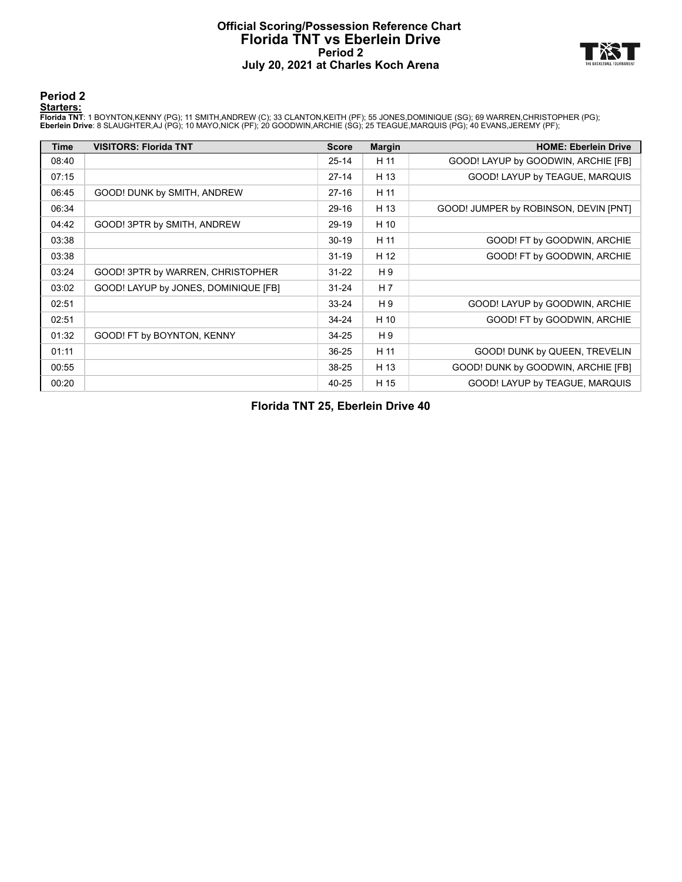# Official Scoring/Possession Reference Chart
# Florida TNT vs Eberlein Drive
## Period 2
## July 20, 2021 at Charles Koch Arena

### Period 2

**Starters:**

**Florida TNT**: 1 BOYNTON,KENNY (PG); 11 SMITH,ANDREW (C); 33 CLANTON,KEITH (PF); 55 JONES,DOMINIQUE (SG); 69 WARREN,CHRISTOPHER (PG);
**Eberlein Drive**: 8 SLAUGHTER,AJ (PG); 10 MAYO,NICK (PF); 20 GOODWIN,ARCHIE (SG); 25 TEAGUE,MARQUIS (PG); 40 EVANS,JEREMY (PF);

| Time | VISITORS: Florida TNT | Score | Margin | HOME: Eberlein Drive |
|---|---|---|---|---|
| 08:40 | | 25-14 | H 11 | GOOD! LAYUP by GOODWIN, ARCHIE [FB] |
| 07:15 | | 27-14 | H 13 | GOOD! LAYUP by TEAGUE, MARQUIS |
| 06:45 | GOOD! DUNK by SMITH, ANDREW | 27-16 | H 11 | |
| 06:34 | | 29-16 | H 13 | GOOD! JUMPER by ROBINSON, DEVIN [PNT] |
| 04:42 | GOOD! 3PTR by SMITH, ANDREW | 29-19 | H 10 | |
| 03:38 | | 30-19 | H 11 | GOOD! FT by GOODWIN, ARCHIE |
| 03:38 | | 31-19 | H 12 | GOOD! FT by GOODWIN, ARCHIE |
| 03:24 | GOOD! 3PTR by WARREN, CHRISTOPHER | 31-22 | H 9 | |
| 03:02 | GOOD! LAYUP by JONES, DOMINIQUE [FB] | 31-24 | H 7 | |
| 02:51 | | 33-24 | H 9 | GOOD! LAYUP by GOODWIN, ARCHIE |
| 02:51 | | 34-24 | H 10 | GOOD! FT by GOODWIN, ARCHIE |
| 01:32 | GOOD! FT by BOYNTON, KENNY | 34-25 | H 9 | |
| 01:11 | | 36-25 | H 11 | GOOD! DUNK by QUEEN, TREVELIN |
| 00:55 | | 38-25 | H 13 | GOOD! DUNK by GOODWIN, ARCHIE [FB] |
| 00:20 | | 40-25 | H 15 | GOOD! LAYUP by TEAGUE, MARQUIS |

**Florida TNT 25, Eberlein Drive 40**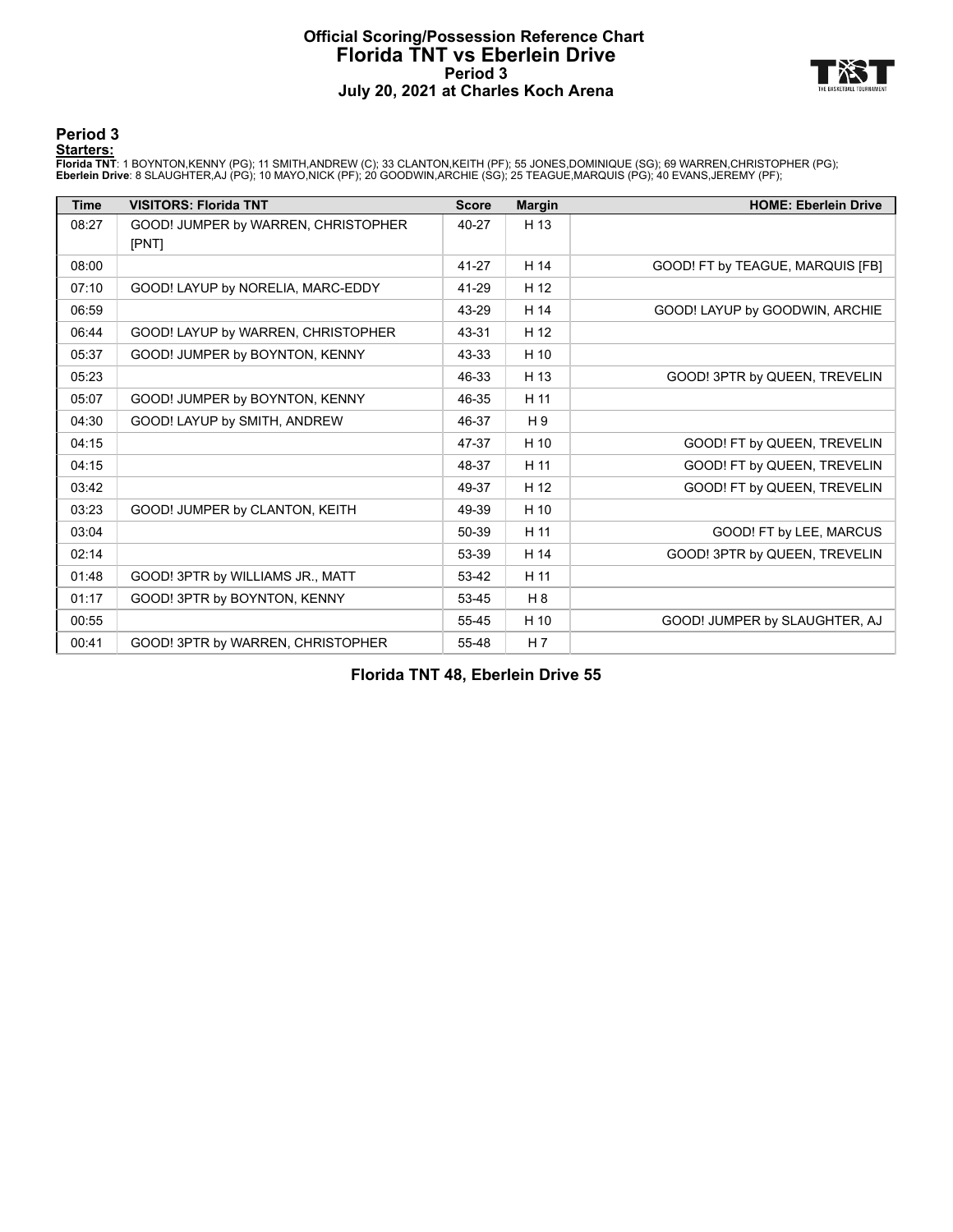# Official Scoring/Possession Reference Chart
# Florida TNT vs Eberlein Drive
## Period 3
## July 20, 2021 at Charles Koch Arena

### Period 3

**Starters:**

**Florida TNT**: 1 BOYNTON,KENNY (PG); 11 SMITH,ANDREW (C); 33 CLANTON,KEITH (PF); 55 JONES,DOMINIQUE (SG); 69 WARREN,CHRISTOPHER (PG);
**Eberlein Drive**: 8 SLAUGHTER,AJ (PG); 10 MAYO,NICK (PF); 20 GOODWIN,ARCHIE (SG); 25 TEAGUE,MARQUIS (PG); 40 EVANS,JEREMY (PF);

| Time | VISITORS: Florida TNT | Score | Margin | HOME: Eberlein Drive |
|---|---|---|---|---|
| 08:27 | GOOD! JUMPER by WARREN, CHRISTOPHER [PNT] | 40-27 | H 13 | |
| 08:00 | | 41-27 | H 14 | GOOD! FT by TEAGUE, MARQUIS [FB] |
| 07:10 | GOOD! LAYUP by NORELIA, MARC-EDDY | 41-29 | H 12 | |
| 06:59 | | 43-29 | H 14 | GOOD! LAYUP by GOODWIN, ARCHIE |
| 06:44 | GOOD! LAYUP by WARREN, CHRISTOPHER | 43-31 | H 12 | |
| 05:37 | GOOD! JUMPER by BOYNTON, KENNY | 43-33 | H 10 | |
| 05:23 | | 46-33 | H 13 | GOOD! 3PTR by QUEEN, TREVELIN |
| 05:07 | GOOD! JUMPER by BOYNTON, KENNY | 46-35 | H 11 | |
| 04:30 | GOOD! LAYUP by SMITH, ANDREW | 46-37 | H 9 | |
| 04:15 | | 47-37 | H 10 | GOOD! FT by QUEEN, TREVELIN |
| 04:15 | | 48-37 | H 11 | GOOD! FT by QUEEN, TREVELIN |
| 03:42 | | 49-37 | H 12 | GOOD! FT by QUEEN, TREVELIN |
| 03:23 | GOOD! JUMPER by CLANTON, KEITH | 49-39 | H 10 | |
| 03:04 | | 50-39 | H 11 | GOOD! FT by LEE, MARCUS |
| 02:14 | | 53-39 | H 14 | GOOD! 3PTR by QUEEN, TREVELIN |
| 01:48 | GOOD! 3PTR by WILLIAMS JR., MATT | 53-42 | H 11 | |
| 01:17 | GOOD! 3PTR by BOYNTON, KENNY | 53-45 | H 8 | |
| 00:55 | | 55-45 | H 10 | GOOD! JUMPER by SLAUGHTER, AJ |
| 00:41 | GOOD! 3PTR by WARREN, CHRISTOPHER | 55-48 | H 7 | |

**Florida TNT 48, Eberlein Drive 55**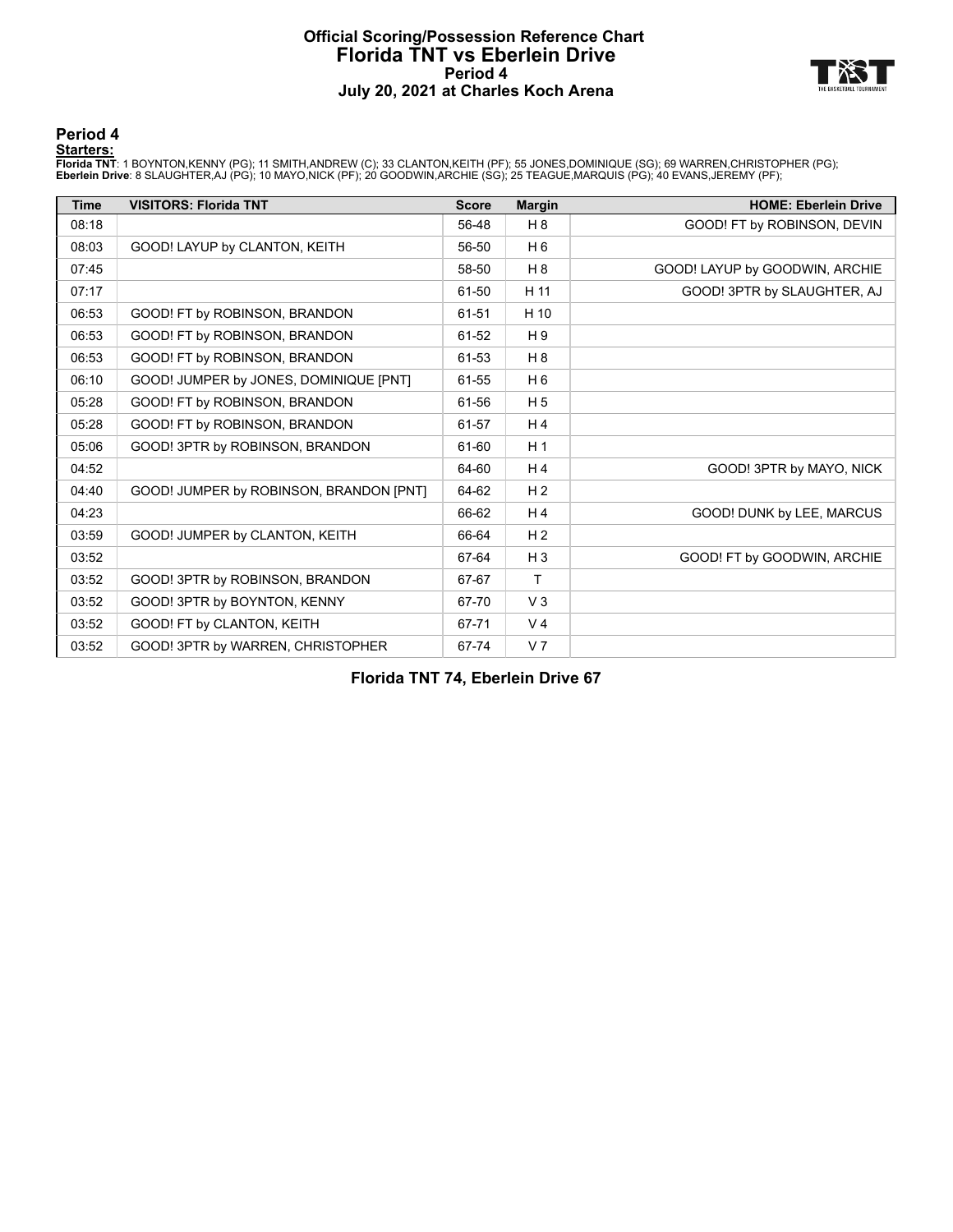# Official Scoring/Possession Reference Chart
# Florida TNT vs Eberlein Drive
# Period 4
# July 20, 2021 at Charles Koch Arena

## Period 4

**Starters:**

**Florida TNT**: 1 BOYNTON,KENNY (PG); 11 SMITH,ANDREW (C); 33 CLANTON,KEITH (PF); 55 JONES,DOMINIQUE (SG); 69 WARREN,CHRISTOPHER (PG);
**Eberlein Drive**: 8 SLAUGHTER,AJ (PG); 10 MAYO,NICK (PF); 20 GOODWIN,ARCHIE (SG); 25 TEAGUE,MARQUIS (PG); 40 EVANS,JEREMY (PF);

| Time | VISITORS: Florida TNT | Score | Margin | HOME: Eberlein Drive |
|---|---|---|---|---|
| 08:18 | | 56-48 | H 8 | GOOD! FT by ROBINSON, DEVIN |
| 08:03 | GOOD! LAYUP by CLANTON, KEITH | 56-50 | H 6 | |
| 07:45 | | 58-50 | H 8 | GOOD! LAYUP by GOODWIN, ARCHIE |
| 07:17 | | 61-50 | H 11 | GOOD! 3PTR by SLAUGHTER, AJ |
| 06:53 | GOOD! FT by ROBINSON, BRANDON | 61-51 | H 10 | |
| 06:53 | GOOD! FT by ROBINSON, BRANDON | 61-52 | H 9 | |
| 06:53 | GOOD! FT by ROBINSON, BRANDON | 61-53 | H 8 | |
| 06:10 | GOOD! JUMPER by JONES, DOMINIQUE [PNT] | 61-55 | H 6 | |
| 05:28 | GOOD! FT by ROBINSON, BRANDON | 61-56 | H 5 | |
| 05:28 | GOOD! FT by ROBINSON, BRANDON | 61-57 | H 4 | |
| 05:06 | GOOD! 3PTR by ROBINSON, BRANDON | 61-60 | H 1 | |
| 04:52 | | 64-60 | H 4 | GOOD! 3PTR by MAYO, NICK |
| 04:40 | GOOD! JUMPER by ROBINSON, BRANDON [PNT] | 64-62 | H 2 | |
| 04:23 | | 66-62 | H 4 | GOOD! DUNK by LEE, MARCUS |
| 03:59 | GOOD! JUMPER by CLANTON, KEITH | 66-64 | H 2 | |
| 03:52 | | 67-64 | H 3 | GOOD! FT by GOODWIN, ARCHIE |
| 03:52 | GOOD! 3PTR by ROBINSON, BRANDON | 67-67 | T | |
| 03:52 | GOOD! 3PTR by BOYNTON, KENNY | 67-70 | V 3 | |
| 03:52 | GOOD! FT by CLANTON, KEITH | 67-71 | V 4 | |
| 03:52 | GOOD! 3PTR by WARREN, CHRISTOPHER | 67-74 | V 7 | |

**Florida TNT 74, Eberlein Drive 67**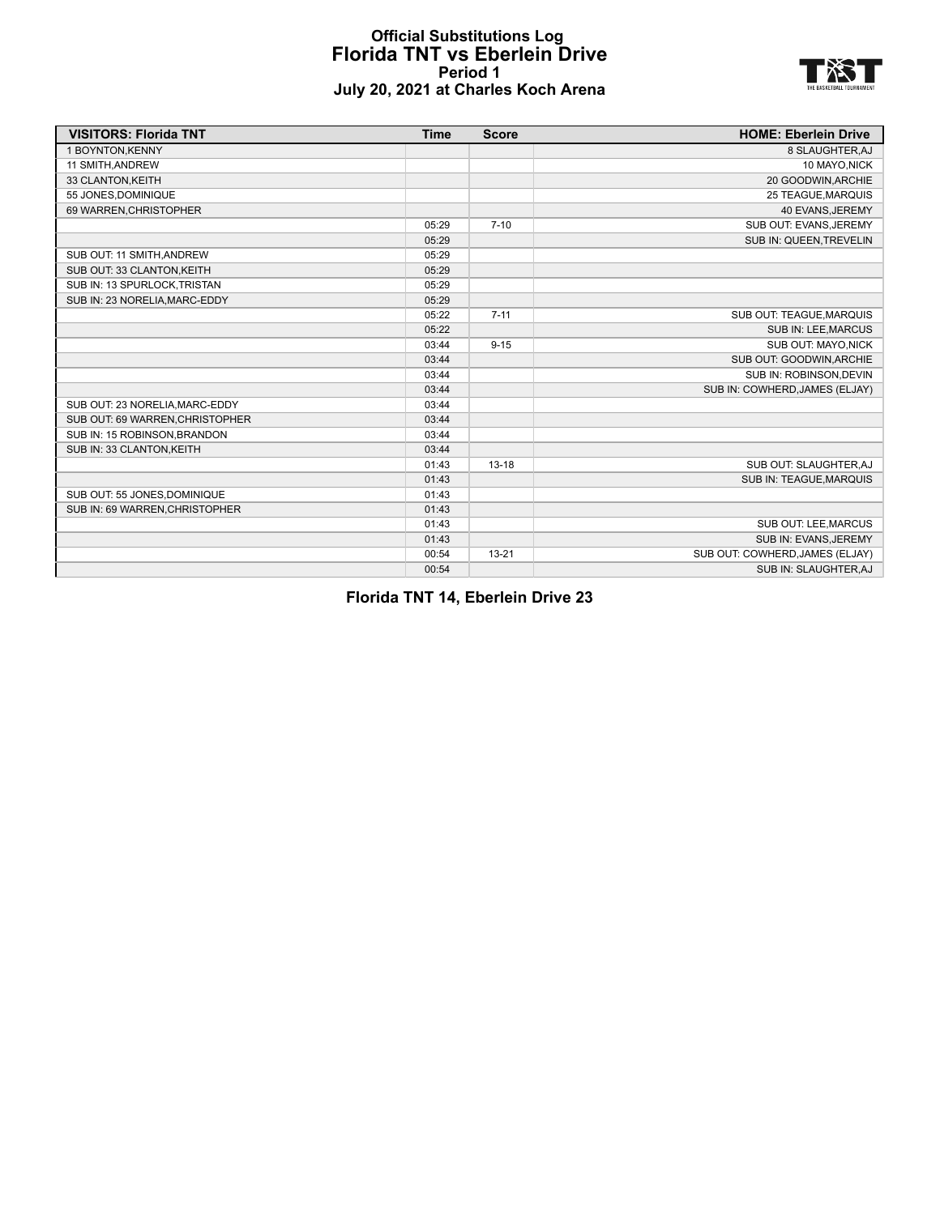# Official Substitutions Log
## Florida TNT vs Eberlein Drive
### Period 1
### July 20, 2021 at Charles Koch Arena

| VISITORS: Florida TNT | Time | Score | HOME: Eberlein Drive |
|---|---|---|---|
| 1 BOYNTON,KENNY | | | 8 SLAUGHTER,AJ |
| 11 SMITH,ANDREW | | | 10 MAYO,NICK |
| 33 CLANTON,KEITH | | | 20 GOODWIN,ARCHIE |
| 55 JONES,DOMINIQUE | | | 25 TEAGUE,MARQUIS |
| 69 WARREN,CHRISTOPHER | | | 40 EVANS,JEREMY |
| | 05:29 | 7-10 | SUB OUT: EVANS,JEREMY |
| | 05:29 | | SUB IN: QUEEN,TREVELIN |
| SUB OUT: 11 SMITH,ANDREW | 05:29 | | |
| SUB OUT: 33 CLANTON,KEITH | 05:29 | | |
| SUB IN: 13 SPURLOCK,TRISTAN | 05:29 | | |
| SUB IN: 23 NORELIA,MARC-EDDY | 05:29 | | |
| | 05:22 | 7-11 | SUB OUT: TEAGUE,MARQUIS |
| | 05:22 | | SUB IN: LEE,MARCUS |
| | 03:44 | 9-15 | SUB OUT: MAYO,NICK |
| | 03:44 | | SUB OUT: GOODWIN,ARCHIE |
| | 03:44 | | SUB IN: ROBINSON,DEVIN |
| | 03:44 | | SUB IN: COWHERD,JAMES (ELJAY) |
| SUB OUT: 23 NORELIA,MARC-EDDY | 03:44 | | |
| SUB OUT: 69 WARREN,CHRISTOPHER | 03:44 | | |
| SUB IN: 15 ROBINSON,BRANDON | 03:44 | | |
| SUB IN: 33 CLANTON,KEITH | 03:44 | | |
| | 01:43 | 13-18 | SUB OUT: SLAUGHTER,AJ |
| | 01:43 | | SUB IN: TEAGUE,MARQUIS |
| SUB OUT: 55 JONES,DOMINIQUE | 01:43 | | |
| SUB IN: 69 WARREN,CHRISTOPHER | 01:43 | | |
| | 01:43 | | SUB OUT: LEE,MARCUS |
| | 01:43 | | SUB IN: EVANS,JEREMY |
| | 00:54 | 13-21 | SUB OUT: COWHERD,JAMES (ELJAY) |
| | 00:54 | | SUB IN: SLAUGHTER,AJ |

**Florida TNT 14, Eberlein Drive 23**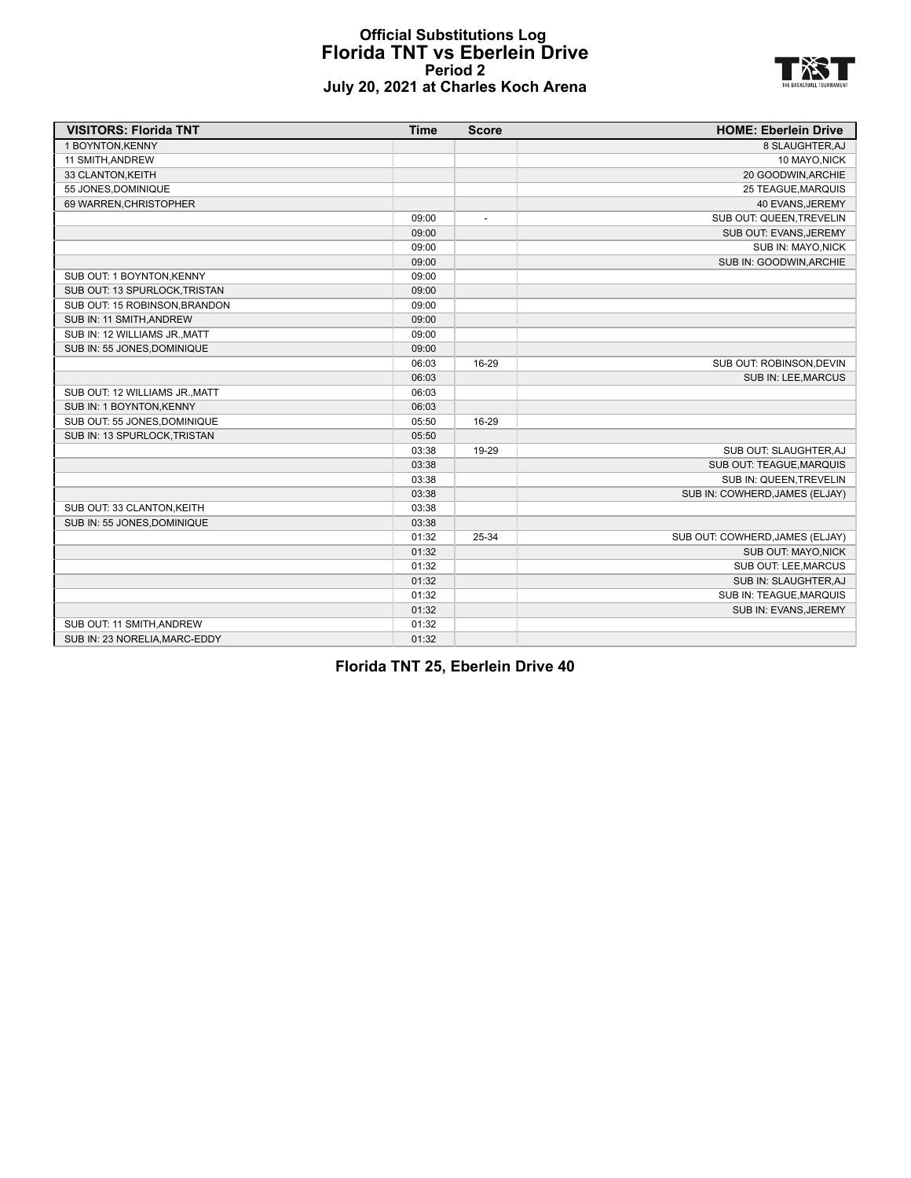# Official Substitutions Log
## Florida TNT vs Eberlein Drive
### Period 2
### July 20, 2021 at Charles Koch Arena

| VISITORS: Florida TNT | Time | Score | HOME: Eberlein Drive |
|---|---|---|---|
| 1 BOYNTON,KENNY | | | 8 SLAUGHTER,AJ |
| 11 SMITH,ANDREW | | | 10 MAYO,NICK |
| 33 CLANTON,KEITH | | | 20 GOODWIN,ARCHIE |
| 55 JONES,DOMINIQUE | | | 25 TEAGUE,MARQUIS |
| 69 WARREN,CHRISTOPHER | | | 40 EVANS,JEREMY |
| | 09:00 | - | SUB OUT: QUEEN,TREVELIN |
| | 09:00 | | SUB OUT: EVANS,JEREMY |
| | 09:00 | | SUB IN: MAYO,NICK |
| | 09:00 | | SUB IN: GOODWIN,ARCHIE |
| SUB OUT: 1 BOYNTON,KENNY | 09:00 | | |
| SUB OUT: 13 SPURLOCK,TRISTAN | 09:00 | | |
| SUB OUT: 15 ROBINSON,BRANDON | 09:00 | | |
| SUB IN: 11 SMITH,ANDREW | 09:00 | | |
| SUB IN: 12 WILLIAMS JR.,MATT | 09:00 | | |
| SUB IN: 55 JONES,DOMINIQUE | 09:00 | | |
| | 06:03 | 16-29 | SUB OUT: ROBINSON,DEVIN |
| | 06:03 | | SUB IN: LEE,MARCUS |
| SUB OUT: 12 WILLIAMS JR.,MATT | 06:03 | | |
| SUB IN: 1 BOYNTON,KENNY | 06:03 | | |
| SUB OUT: 55 JONES,DOMINIQUE | 05:50 | 16-29 | |
| SUB IN: 13 SPURLOCK,TRISTAN | 05:50 | | |
| | 03:38 | 19-29 | SUB OUT: SLAUGHTER,AJ |
| | 03:38 | | SUB OUT: TEAGUE,MARQUIS |
| | 03:38 | | SUB IN: QUEEN,TREVELIN |
| | 03:38 | | SUB IN: COWHERD,JAMES (ELJAY) |
| SUB OUT: 33 CLANTON,KEITH | 03:38 | | |
| SUB IN: 55 JONES,DOMINIQUE | 03:38 | | |
| | 01:32 | 25-34 | SUB OUT: COWHERD,JAMES (ELJAY) |
| | 01:32 | | SUB OUT: MAYO,NICK |
| | 01:32 | | SUB OUT: LEE,MARCUS |
| | 01:32 | | SUB IN: SLAUGHTER,AJ |
| | 01:32 | | SUB IN: TEAGUE,MARQUIS |
| | 01:32 | | SUB IN: EVANS,JEREMY |
| SUB OUT: 11 SMITH,ANDREW | 01:32 | | |
| SUB IN: 23 NORELIA,MARC-EDDY | 01:32 | | |

**Florida TNT 25, Eberlein Drive 40**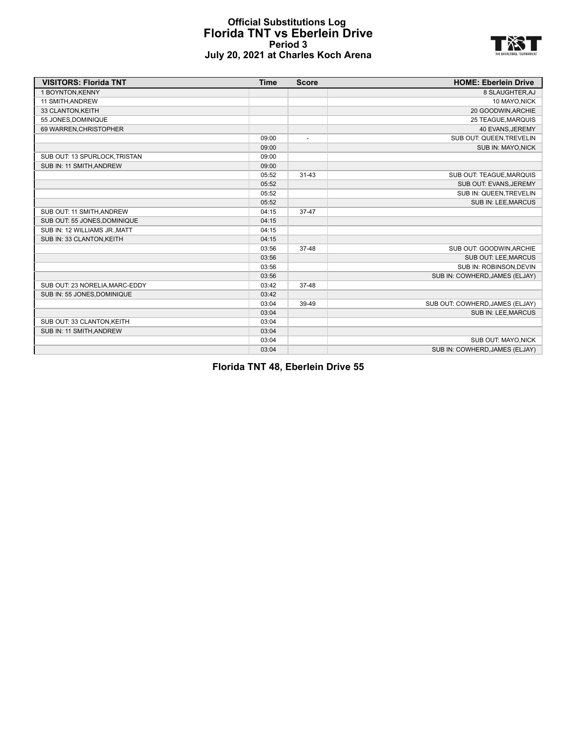# Official Substitutions Log
## Florida TNT vs Eberlein Drive
### Period 3
### July 20, 2021 at Charles Koch Arena

| VISITORS: Florida TNT | Time | Score | HOME: Eberlein Drive |
|---|---|---|---|
| 1 BOYNTON,KENNY | | | 8 SLAUGHTER,AJ |
| 11 SMITH,ANDREW | | | 10 MAYO,NICK |
| 33 CLANTON,KEITH | | | 20 GOODWIN,ARCHIE |
| 55 JONES,DOMINIQUE | | | 25 TEAGUE,MARQUIS |
| 69 WARREN,CHRISTOPHER | | | 40 EVANS,JEREMY |
| | 09:00 | - | SUB OUT: QUEEN,TREVELIN |
| | 09:00 | | SUB IN: MAYO,NICK |
| SUB OUT: 13 SPURLOCK,TRISTAN | 09:00 | | |
| SUB IN: 11 SMITH,ANDREW | 09:00 | | |
| | 05:52 | 31-43 | SUB OUT: TEAGUE,MARQUIS |
| | 05:52 | | SUB OUT: EVANS,JEREMY |
| | 05:52 | | SUB IN: QUEEN,TREVELIN |
| | 05:52 | | SUB IN: LEE,MARCUS |
| SUB OUT: 11 SMITH,ANDREW | 04:15 | 37-47 | |
| SUB OUT: 55 JONES,DOMINIQUE | 04:15 | | |
| SUB IN: 12 WILLIAMS JR.,MATT | 04:15 | | |
| SUB IN: 33 CLANTON,KEITH | 04:15 | | |
| | 03:56 | 37-48 | SUB OUT: GOODWIN,ARCHIE |
| | 03:56 | | SUB OUT: LEE,MARCUS |
| | 03:56 | | SUB IN: ROBINSON,DEVIN |
| | 03:56 | | SUB IN: COWHERD,JAMES (ELJAY) |
| SUB OUT: 23 NORELIA,MARC-EDDY | 03:42 | 37-48 | |
| SUB IN: 55 JONES,DOMINIQUE | 03:42 | | |
| | 03:04 | 39-49 | SUB OUT: COWHERD,JAMES (ELJAY) |
| | 03:04 | | SUB IN: LEE,MARCUS |
| SUB OUT: 33 CLANTON,KEITH | 03:04 | | |
| SUB IN: 11 SMITH,ANDREW | 03:04 | | |
| | 03:04 | | SUB OUT: MAYO,NICK |
| | 03:04 | | SUB IN: COWHERD,JAMES (ELJAY) |

**Florida TNT 48, Eberlein Drive 55**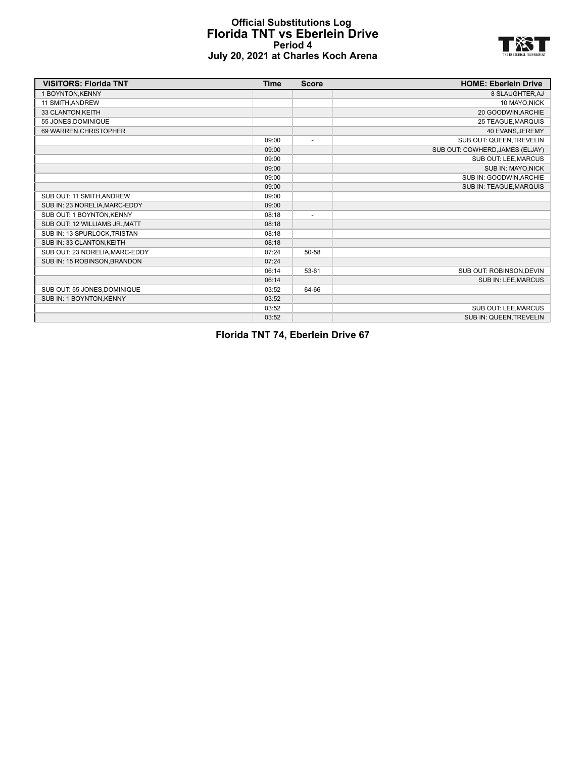# Official Substitutions Log
## Florida TNT vs Eberlein Drive
### Period 4
### July 20, 2021 at Charles Koch Arena

| VISITORS: Florida TNT | Time | Score | HOME: Eberlein Drive |
|---|---|---|---|
| 1 BOYNTON,KENNY | | | 8 SLAUGHTER,AJ |
| 11 SMITH,ANDREW | | | 10 MAYO,NICK |
| 33 CLANTON,KEITH | | | 20 GOODWIN,ARCHIE |
| 55 JONES,DOMINIQUE | | | 25 TEAGUE,MARQUIS |
| 69 WARREN,CHRISTOPHER | | | 40 EVANS,JEREMY |
| | 09:00 | - | SUB OUT: QUEEN,TREVELIN |
| | 09:00 | | SUB OUT: COWHERD,JAMES (ELJAY) |
| | 09:00 | | SUB OUT: LEE,MARCUS |
| | 09:00 | | SUB IN: MAYO,NICK |
| | 09:00 | | SUB IN: GOODWIN,ARCHIE |
| | 09:00 | | SUB IN: TEAGUE,MARQUIS |
| SUB OUT: 11 SMITH,ANDREW | 09:00 | | |
| SUB IN: 23 NORELIA,MARC-EDDY | 09:00 | | |
| SUB OUT: 1 BOYNTON,KENNY | 08:18 | - | |
| SUB OUT: 12 WILLIAMS JR.,MATT | 08:18 | | |
| SUB IN: 13 SPURLOCK,TRISTAN | 08:18 | | |
| SUB IN: 33 CLANTON,KEITH | 08:18 | | |
| SUB OUT: 23 NORELIA,MARC-EDDY | 07:24 | 50-58 | |
| SUB IN: 15 ROBINSON,BRANDON | 07:24 | | |
| | 06:14 | 53-61 | SUB OUT: ROBINSON,DEVIN |
| | 06:14 | | SUB IN: LEE,MARCUS |
| SUB OUT: 55 JONES,DOMINIQUE | 03:52 | 64-66 | |
| SUB IN: 1 BOYNTON,KENNY | 03:52 | | |
| | 03:52 | | SUB OUT: LEE,MARCUS |
| | 03:52 | | SUB IN: QUEEN,TREVELIN |

**Florida TNT 74, Eberlein Drive 67**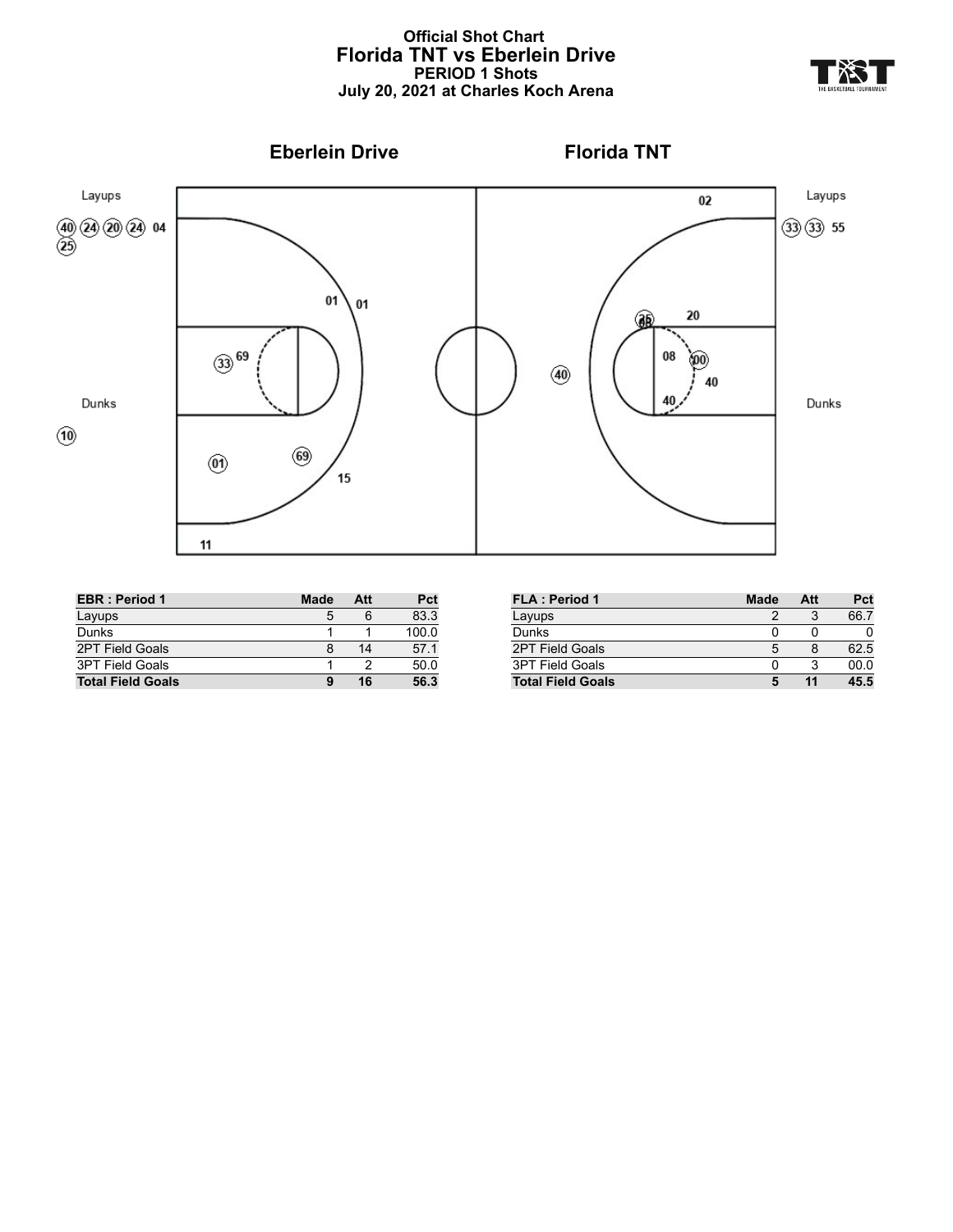# Official Shot Chart

## Florida TNT vs Eberlein Drive

### PERIOD 1 Shots

### July 20, 2021 at Charles Koch Arena

**Eberlein Drive** — **Florida TNT**

Layups: (40) (24) (20) (24) 04 (25)

Dunks: (10)

Layups: (33) (33) 55

Dunks

| EBR : Period 1 | Made | Att | Pct |
|---|---|---|---|
| Layups | 5 | 6 | 83.3 |
| Dunks | 1 | 1 | 100.0 |
| 2PT Field Goals | 8 | 14 | 57.1 |
| 3PT Field Goals | 1 | 2 | 50.0 |
| **Total Field Goals** | **9** | **16** | **56.3** |

| FLA : Period 1 | Made | Att | Pct |
|---|---|---|---|
| Layups | 2 | 3 | 66.7 |
| Dunks | 0 | 0 | 0 |
| 2PT Field Goals | 5 | 8 | 62.5 |
| 3PT Field Goals | 0 | 3 | 00.0 |
| **Total Field Goals** | **5** | **11** | **45.5** |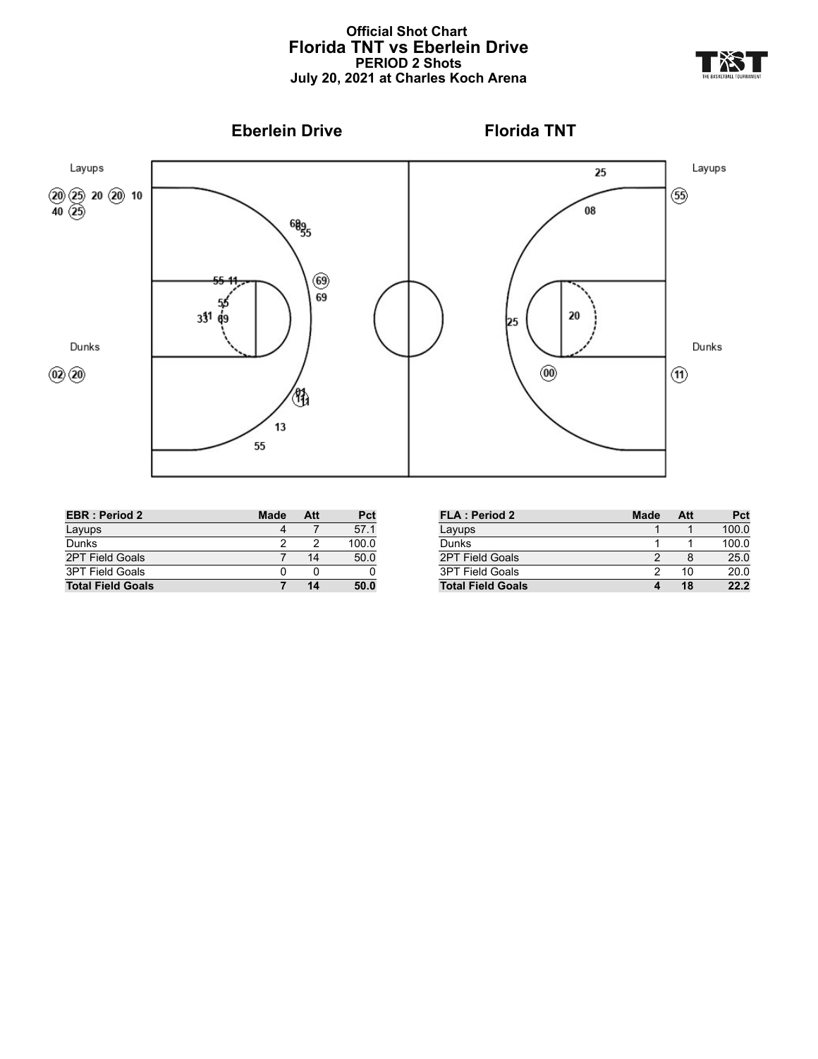# Official Shot Chart
## Florida TNT vs Eberlein Drive
### PERIOD 2 Shots
### July 20, 2021 at Charles Koch Arena

**Eberlein Drive** | **Florida TNT**

Layups

(20) (25) 20 (20) 10
40 (25)

Dunks

(02) (20)

Layups

(55)

Dunks

(11)

| EBR : Period 2 | Made | Att | Pct |
|---|---|---|---|
| Layups | 4 | 7 | 57.1 |
| Dunks | 2 | 2 | 100.0 |
| 2PT Field Goals | 7 | 14 | 50.0 |
| 3PT Field Goals | 0 | 0 | 0 |
| **Total Field Goals** | **7** | **14** | **50.0** |

| FLA : Period 2 | Made | Att | Pct |
|---|---|---|---|
| Layups | 1 | 1 | 100.0 |
| Dunks | 1 | 1 | 100.0 |
| 2PT Field Goals | 2 | 8 | 25.0 |
| 3PT Field Goals | 2 | 10 | 20.0 |
| **Total Field Goals** | **4** | **18** | **22.2** |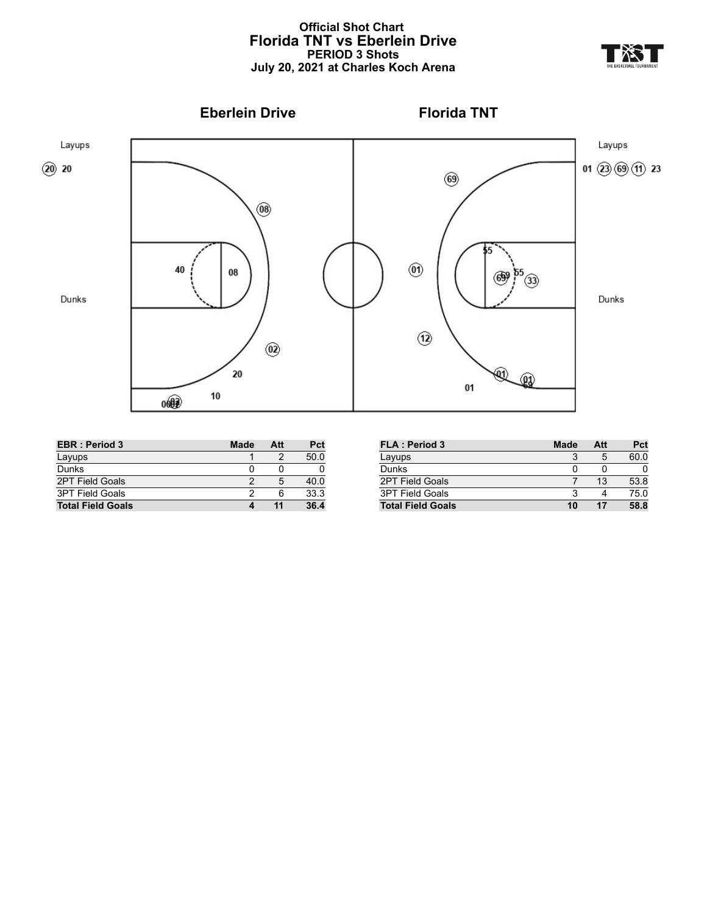# Official Shot Chart
## Florida TNT vs Eberlein Drive
### PERIOD 3 Shots
### July 20, 2021 at Charles Koch Arena

**Eberlein Drive** | **Florida TNT**

Layups: (20) 20 | Layups: 01 (23) (69) (11) 23

Dunks | Dunks

| EBR : Period 3 | Made | Att | Pct |
|---|---|---|---|
| Layups | 1 | 2 | 50.0 |
| Dunks | 0 | 0 | 0 |
| 2PT Field Goals | 2 | 5 | 40.0 |
| 3PT Field Goals | 2 | 6 | 33.3 |
| **Total Field Goals** | **4** | **11** | **36.4** |

| FLA : Period 3 | Made | Att | Pct |
|---|---|---|---|
| Layups | 3 | 5 | 60.0 |
| Dunks | 0 | 0 | 0 |
| 2PT Field Goals | 7 | 13 | 53.8 |
| 3PT Field Goals | 3 | 4 | 75.0 |
| **Total Field Goals** | **10** | **17** | **58.8** |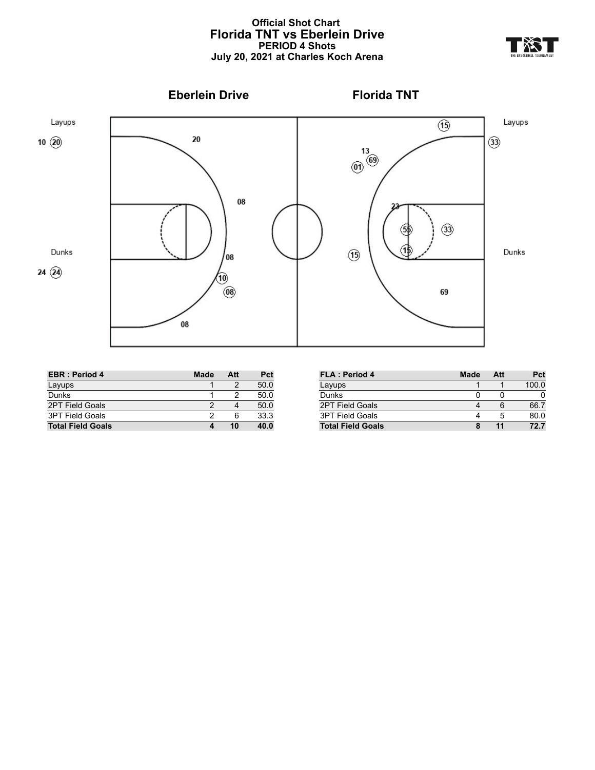# Official Shot Chart
## Florida TNT vs Eberlein Drive
### PERIOD 4 Shots
### July 20, 2021 at Charles Koch Arena

**Eberlein Drive** **Florida TNT**

Layups

10 (20)

Dunks

24 (24)

Layups

(33)

Dunks

| EBR : Period 4 | Made | Att | Pct |
| --- | --- | --- | --- |
| Layups | 1 | 2 | 50.0 |
| Dunks | 1 | 2 | 50.0 |
| 2PT Field Goals | 2 | 4 | 50.0 |
| 3PT Field Goals | 2 | 6 | 33.3 |
| **Total Field Goals** | **4** | **10** | **40.0** |

| FLA : Period 4 | Made | Att | Pct |
| --- | --- | --- | --- |
| Layups | 1 | 1 | 100.0 |
| Dunks | 0 | 0 | 0 |
| 2PT Field Goals | 4 | 6 | 66.7 |
| 3PT Field Goals | 4 | 5 | 80.0 |
| **Total Field Goals** | **8** | **11** | **72.7** |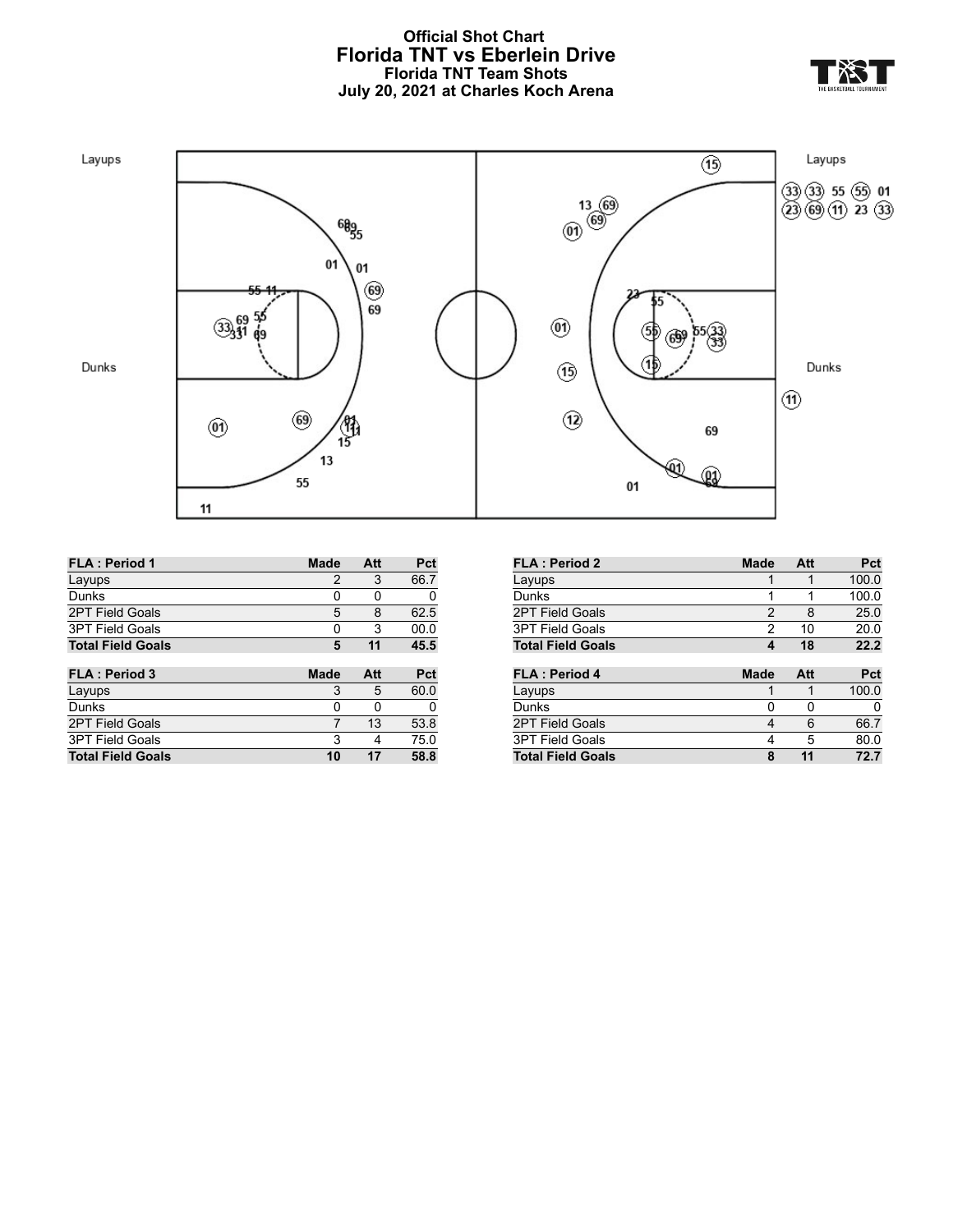# Official Shot Chart
## Florida TNT vs Eberlein Drive
### Florida TNT Team Shots
### July 20, 2021 at Charles Koch Arena

Layups

Dunks

| FLA : Period 1 | Made | Att | Pct |
|---|---|---|---|
| Layups | 2 | 3 | 66.7 |
| Dunks | 0 | 0 | 0 |
| 2PT Field Goals | 5 | 8 | 62.5 |
| 3PT Field Goals | 0 | 3 | 00.0 |
| **Total Field Goals** | **5** | **11** | **45.5** |

| FLA : Period 2 | Made | Att | Pct |
|---|---|---|---|
| Layups | 1 | 1 | 100.0 |
| Dunks | 1 | 1 | 100.0 |
| 2PT Field Goals | 2 | 8 | 25.0 |
| 3PT Field Goals | 2 | 10 | 20.0 |
| **Total Field Goals** | **4** | **18** | **22.2** |

| FLA : Period 3 | Made | Att | Pct |
|---|---|---|---|
| Layups | 3 | 5 | 60.0 |
| Dunks | 0 | 0 | 0 |
| 2PT Field Goals | 7 | 13 | 53.8 |
| 3PT Field Goals | 3 | 4 | 75.0 |
| **Total Field Goals** | **10** | **17** | **58.8** |

| FLA : Period 4 | Made | Att | Pct |
|---|---|---|---|
| Layups | 1 | 1 | 100.0 |
| Dunks | 0 | 0 | 0 |
| 2PT Field Goals | 4 | 6 | 66.7 |
| 3PT Field Goals | 4 | 5 | 80.0 |
| **Total Field Goals** | **8** | **11** | **72.7** |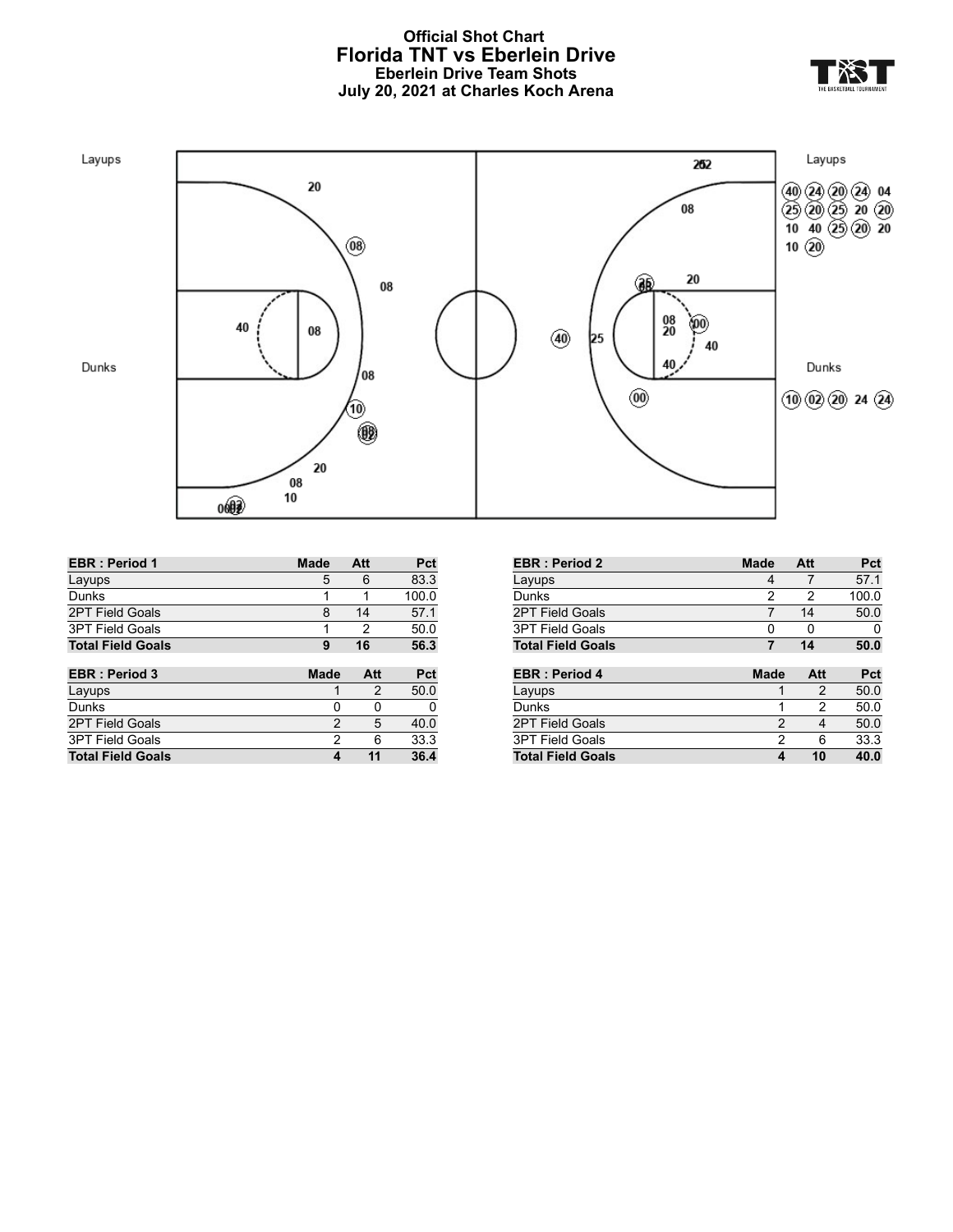# Official Shot Chart
## Florida TNT vs Eberlein Drive
### Eberlein Drive Team Shots
### July 20, 2021 at Charles Koch Arena

Layups

Dunks

Layups

40 24 20 24 04
25 20 25 20 20
10 40 25 20 20
10 20

Dunks

10 02 20 24 24

| EBR : Period 1 | Made | Att | Pct |
|---|---|---|---|
| Layups | 5 | 6 | 83.3 |
| Dunks | 1 | 1 | 100.0 |
| 2PT Field Goals | 8 | 14 | 57.1 |
| 3PT Field Goals | 1 | 2 | 50.0 |
| **Total Field Goals** | **9** | **16** | **56.3** |

| EBR : Period 2 | Made | Att | Pct |
|---|---|---|---|
| Layups | 4 | 7 | 57.1 |
| Dunks | 2 | 2 | 100.0 |
| 2PT Field Goals | 7 | 14 | 50.0 |
| 3PT Field Goals | 0 | 0 | 0 |
| **Total Field Goals** | **7** | **14** | **50.0** |

| EBR : Period 3 | Made | Att | Pct |
|---|---|---|---|
| Layups | 1 | 2 | 50.0 |
| Dunks | 0 | 0 | 0 |
| 2PT Field Goals | 2 | 5 | 40.0 |
| 3PT Field Goals | 2 | 6 | 33.3 |
| **Total Field Goals** | **4** | **11** | **36.4** |

| EBR : Period 4 | Made | Att | Pct |
|---|---|---|---|
| Layups | 1 | 2 | 50.0 |
| Dunks | 1 | 2 | 50.0 |
| 2PT Field Goals | 2 | 4 | 50.0 |
| 3PT Field Goals | 2 | 6 | 33.3 |
| **Total Field Goals** | **4** | **10** | **40.0** |